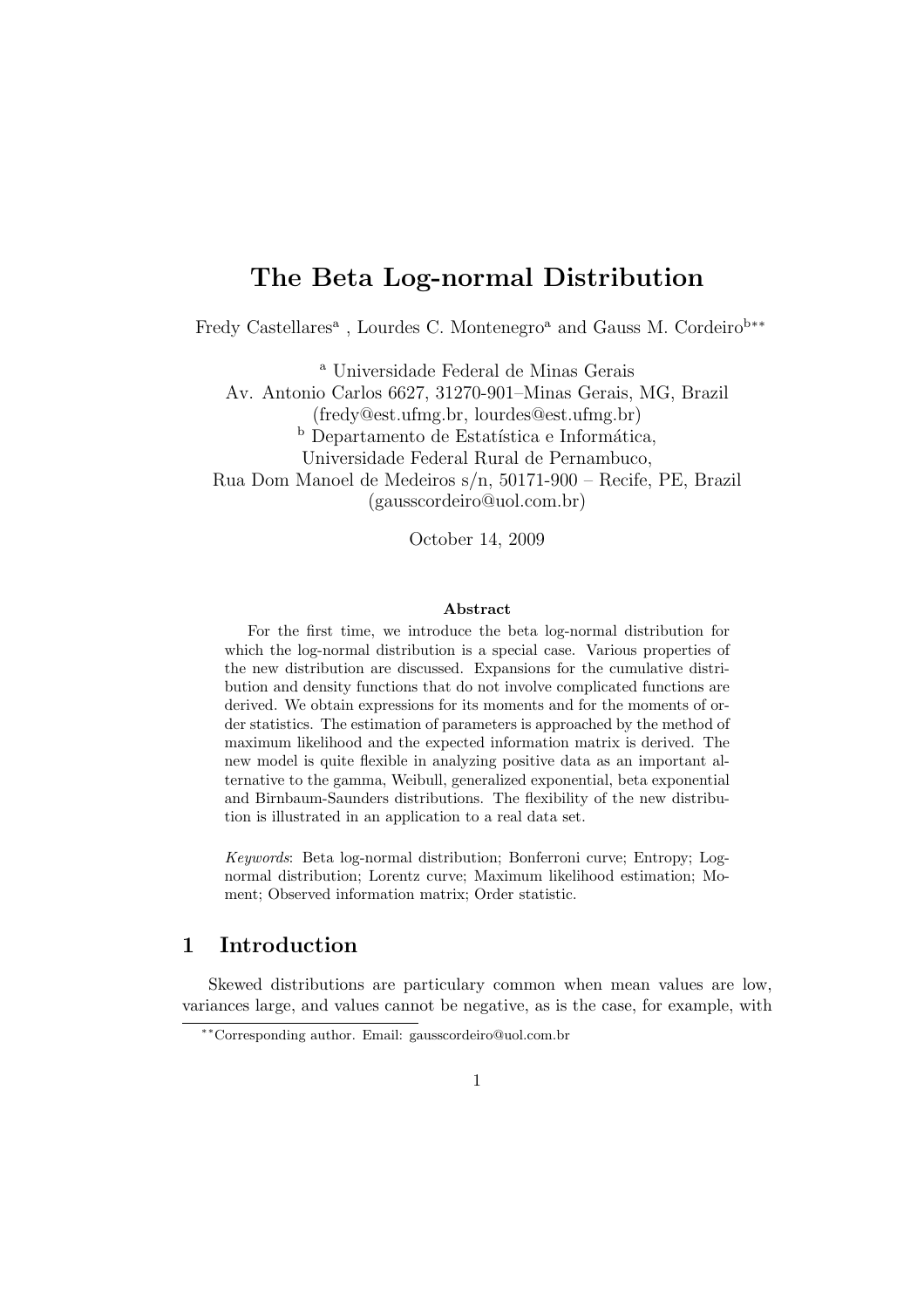# The Beta Log-normal Distribution

Fredy Castellares[a] , Lourdes C. Montenegro[a] and Gauss M. Cordeiro[b\*\*]

[a] Universidade Federal de Minas Gerais
Av. Antonio Carlos 6627, 31270-901–Minas Gerais, MG, Brazil
(fredy@est.ufmg.br, lourdes@est.ufmg.br)
[b] Departamento de Estatística e Informática,
Universidade Federal Rural de Pernambuco,
Rua Dom Manoel de Medeiros s/n, 50171-900 – Recife, PE, Brazil
(gausscordeiro@uol.com.br)

October 14, 2009

### Abstract

For the first time, we introduce the beta log-normal distribution for which the log-normal distribution is a special case. Various properties of the new distribution are discussed. Expansions for the cumulative distribution and density functions that do not involve complicated functions are derived. We obtain expressions for its moments and for the moments of order statistics. The estimation of parameters is approached by the method of maximum likelihood and the expected information matrix is derived. The new model is quite flexible in analyzing positive data as an important alternative to the gamma, Weibull, generalized exponential, beta exponential and Birnbaum-Saunders distributions. The flexibility of the new distribution is illustrated in an application to a real data set.

*Keywords*: Beta log-normal distribution; Bonferroni curve; Entropy; Log-normal distribution; Lorentz curve; Maximum likelihood estimation; Moment; Observed information matrix; Order statistic.

## 1 Introduction

Skewed distributions are particular common when mean values are low, variances large, and values cannot be negative, as is the case, for example, with

[\*\*] Corresponding author. Email: gausscordeiro@uol.com.br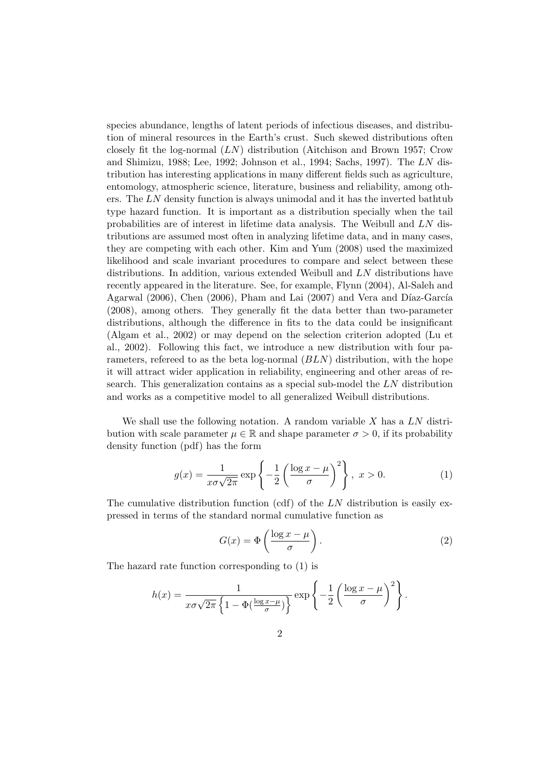species abundance, lengths of latent periods of infectious diseases, and distribution of mineral resources in the Earth's crust. Such skewed distributions often closely fit the log-normal ($LN$) distribution (Aitchison and Brown 1957; Crow and Shimizu, 1988; Lee, 1992; Johnson et al., 1994; Sachs, 1997). The $LN$ distribution has interesting applications in many different fields such as agriculture, entomology, atmospheric science, literature, business and reliability, among others. The $LN$ density function is always unimodal and it has the inverted bathtub type hazard function. It is important as a distribution specially when the tail probabilities are of interest in lifetime data analysis. The Weibull and $LN$ distributions are assumed most often in analyzing lifetime data, and in many cases, they are competing with each other. Kim and Yum (2008) used the maximized likelihood and scale invariant procedures to compare and select between these distributions. In addition, various extended Weibull and $LN$ distributions have recently appeared in the literature. See, for example, Flynn (2004), Al-Saleh and Agarwal (2006), Chen (2006), Pham and Lai (2007) and Vera and Díaz-García (2008), among others. They generally fit the data better than two-parameter distributions, although the difference in fits to the data could be insignificant (Algam et al., 2002) or may depend on the selection criterion adopted (Lu et al., 2002). Following this fact, we introduce a new distribution with four parameters, refereed to as the beta log-normal ($BLN$) distribution, with the hope it will attract wider application in reliability, engineering and other areas of research. This generalization contains as a special sub-model the $LN$ distribution and works as a competitive model to all generalized Weibull distributions.

We shall use the following notation. A random variable $X$ has a $LN$ distribution with scale parameter $\mu \in \mathbb{R}$ and shape parameter $\sigma > 0$, if its probability density function (pdf) has the form

$$g(x) = \frac{1}{x\sigma\sqrt{2\pi}} \exp\left\{-\frac{1}{2}\left(\frac{\log x - \mu}{\sigma}\right)^2\right\},\ x > 0. \tag{1}$$

The cumulative distribution function (cdf) of the $LN$ distribution is easily expressed in terms of the standard normal cumulative function as

$$G(x) = \Phi\left(\frac{\log x - \mu}{\sigma}\right). \tag{2}$$

The hazard rate function corresponding to (1) is

$$h(x) = \frac{1}{x\sigma\sqrt{2\pi}\left\{1 - \Phi(\frac{\log x - \mu}{\sigma})\right\}} \exp\left\{-\frac{1}{2}\left(\frac{\log x - \mu}{\sigma}\right)^2\right\}.$$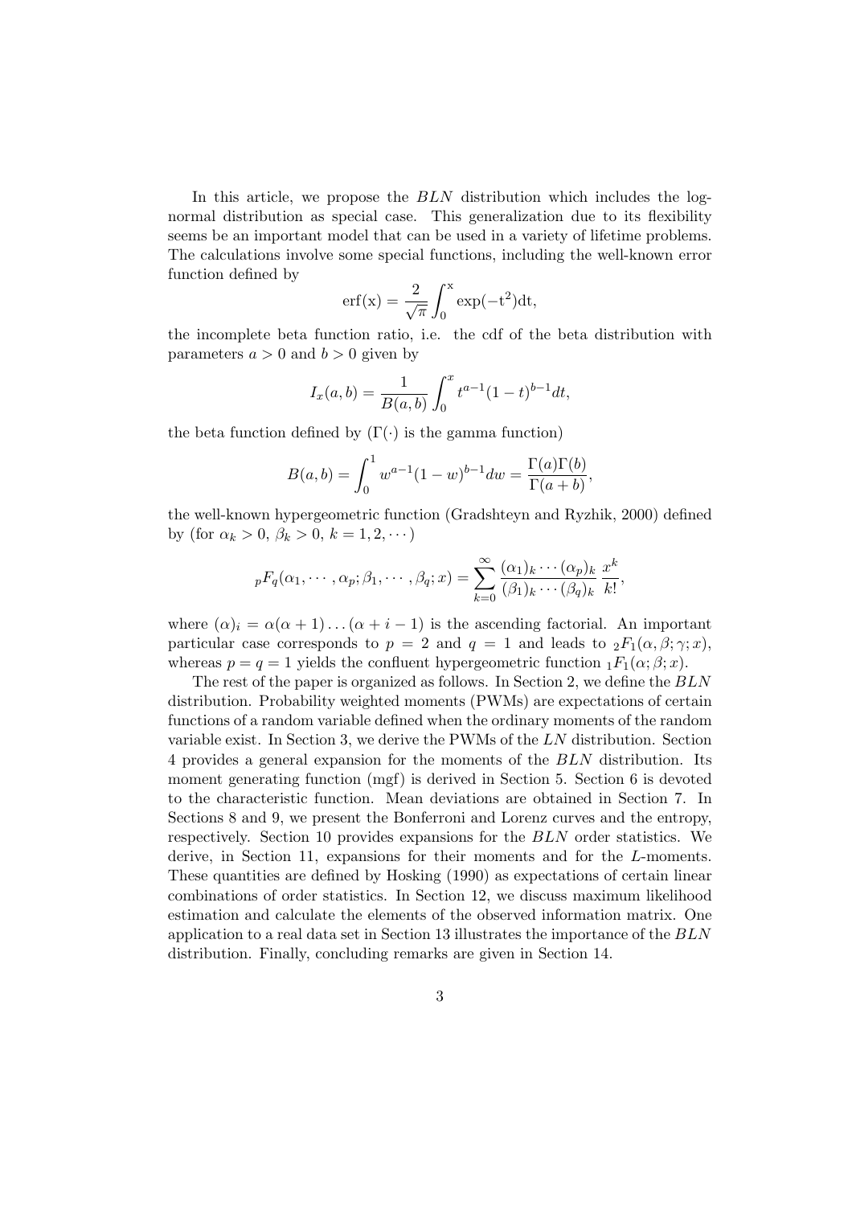In this article, we propose the $BLN$ distribution which includes the log-normal distribution as special case. This generalization due to its flexibility seems be an important model that can be used in a variety of lifetime problems. The calculations involve some special functions, including the well-known error function defined by

$$\mathrm{erf(x)} = \frac{2}{\sqrt{\pi}} \int_0^{\mathrm{x}} \exp(-\mathrm{t}^2)\mathrm{dt},$$

the incomplete beta function ratio, i.e. the cdf of the beta distribution with parameters $a > 0$ and $b > 0$ given by

$$I_x(a,b) = \frac{1}{B(a,b)} \int_0^x t^{a-1}(1-t)^{b-1} dt,$$

the beta function defined by ($\Gamma(\cdot)$ is the gamma function)

$$B(a,b) = \int_0^1 w^{a-1}(1-w)^{b-1} dw = \frac{\Gamma(a)\Gamma(b)}{\Gamma(a+b)},$$

the well-known hypergeometric function (Gradshteyn and Ryzhik, 2000) defined by (for $\alpha_k > 0$, $\beta_k > 0$, $k = 1, 2, \cdots$)

$${}_pF_q(\alpha_1, \cdots, \alpha_p; \beta_1, \cdots, \beta_q; x) = \sum_{k=0}^{\infty} \frac{(\alpha_1)_k \cdots (\alpha_p)_k}{(\beta_1)_k \cdots (\beta_q)_k} \frac{x^k}{k!},$$

where $(\alpha)_i = \alpha(\alpha+1)\ldots(\alpha+i-1)$ is the ascending factorial. An important particular case corresponds to $p = 2$ and $q = 1$ and leads to ${}_2F_1(\alpha, \beta; \gamma; x)$, whereas $p = q = 1$ yields the confluent hypergeometric function ${}_1F_1(\alpha; \beta; x)$.

The rest of the paper is organized as follows. In Section 2, we define the $BLN$ distribution. Probability weighted moments (PWMs) are expectations of certain functions of a random variable defined when the ordinary moments of the random variable exist. In Section 3, we derive the PWMs of the $LN$ distribution. Section 4 provides a general expansion for the moments of the $BLN$ distribution. Its moment generating function (mgf) is derived in Section 5. Section 6 is devoted to the characteristic function. Mean deviations are obtained in Section 7. In Sections 8 and 9, we present the Bonferroni and Lorenz curves and the entropy, respectively. Section 10 provides expansions for the $BLN$ order statistics. We derive, in Section 11, expansions for their moments and for the $L$-moments. These quantities are defined by Hosking (1990) as expectations of certain linear combinations of order statistics. In Section 12, we discuss maximum likelihood estimation and calculate the elements of the observed information matrix. One application to a real data set in Section 13 illustrates the importance of the $BLN$ distribution. Finally, concluding remarks are given in Section 14.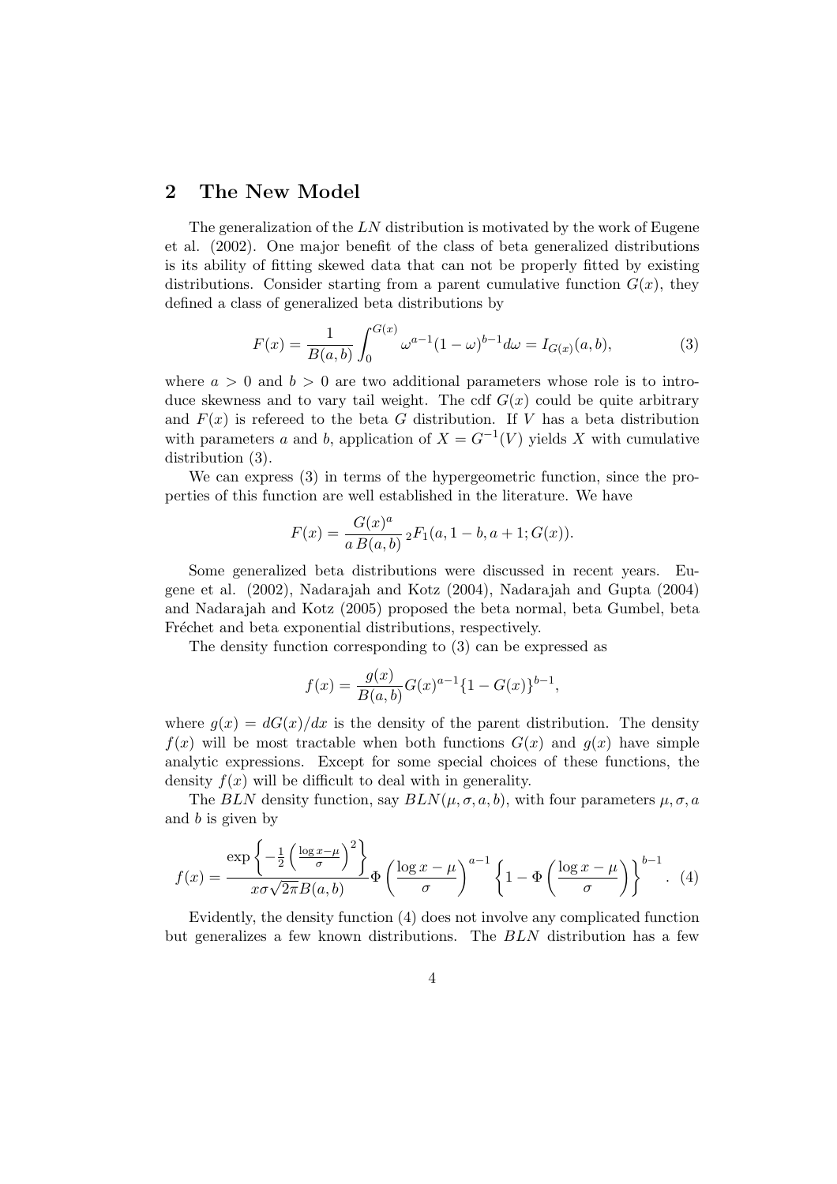## 2 The New Model

The generalization of the $LN$ distribution is motivated by the work of Eugene et al. (2002). One major benefit of the class of beta generalized distributions is its ability of fitting skewed data that can not be properly fitted by existing distributions. Consider starting from a parent cumulative function $G(x)$, they defined a class of generalized beta distributions by

$$F(x) = \frac{1}{B(a,b)} \int_0^{G(x)} \omega^{a-1}(1-\omega)^{b-1} d\omega = I_{G(x)}(a,b), \tag{3}$$

where $a > 0$ and $b > 0$ are two additional parameters whose role is to introduce skewness and to vary tail weight. The cdf $G(x)$ could be quite arbitrary and $F(x)$ is refereed to the beta $G$ distribution. If $V$ has a beta distribution with parameters $a$ and $b$, application of $X = G^{-1}(V)$ yields $X$ with cumulative distribution (3).

We can express (3) in terms of the hypergeometric function, since the properties of this function are well established in the literature. We have

$$F(x) = \frac{G(x)^a}{a\,B(a,b)}\, {}_2F_1(a, 1-b, a+1; G(x)).$$

Some generalized beta distributions were discussed in recent years. Eugene et al. (2002), Nadarajah and Kotz (2004), Nadarajah and Gupta (2004) and Nadarajah and Kotz (2005) proposed the beta normal, beta Gumbel, beta Fréchet and beta exponential distributions, respectively.

The density function corresponding to (3) can be expressed as

$$f(x) = \frac{g(x)}{B(a,b)} G(x)^{a-1}\{1 - G(x)\}^{b-1},$$

where $g(x) = dG(x)/dx$ is the density of the parent distribution. The density $f(x)$ will be most tractable when both functions $G(x)$ and $g(x)$ have simple analytic expressions. Except for some special choices of these functions, the density $f(x)$ will be difficult to deal with in generality.

The $BLN$ density function, say $BLN(\mu, \sigma, a, b)$, with four parameters $\mu, \sigma, a$ and $b$ is given by

$$f(x) = \frac{\exp\left\{-\frac{1}{2}\left(\frac{\log x - \mu}{\sigma}\right)^2\right\}}{x\sigma\sqrt{2\pi}B(a,b)} \Phi\left(\frac{\log x - \mu}{\sigma}\right)^{a-1} \left\{1 - \Phi\left(\frac{\log x - \mu}{\sigma}\right)\right\}^{b-1}. \tag{4}$$

Evidently, the density function (4) does not involve any complicated function but generalizes a few known distributions. The $BLN$ distribution has a few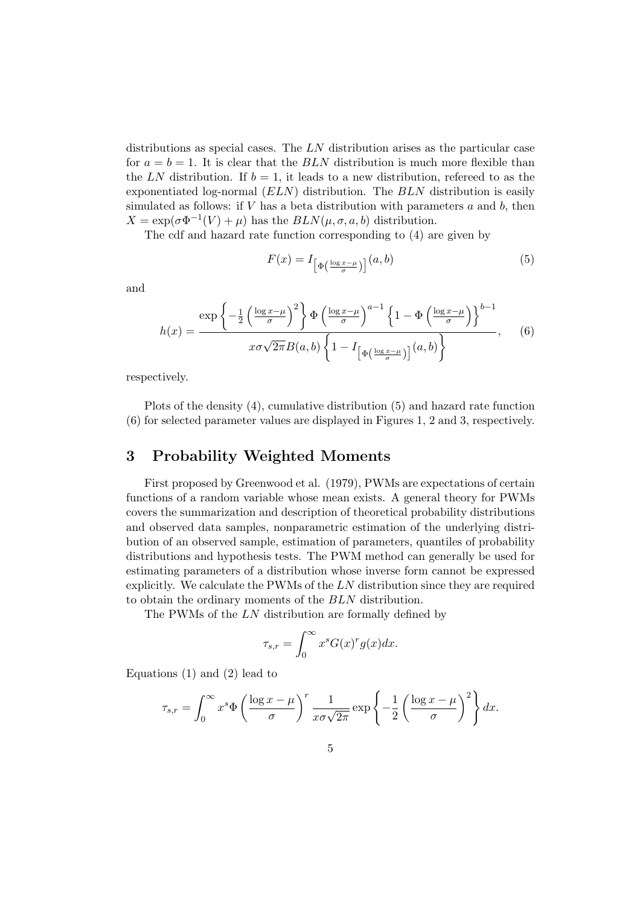distributions as special cases. The $LN$ distribution arises as the particular case for $a = b = 1$. It is clear that the $BLN$ distribution is much more flexible than the $LN$ distribution. If $b = 1$, it leads to a new distribution, refereed to as the exponentiated log-normal ($ELN$) distribution. The $BLN$ distribution is easily simulated as follows: if $V$ has a beta distribution with parameters $a$ and $b$, then $X = \exp(\sigma\Phi^{-1}(V) + \mu)$ has the $BLN(\mu, \sigma, a, b)$ distribution.

The cdf and hazard rate function corresponding to (4) are given by

$$F(x) = I_{\left[\Phi\left(\frac{\log x - \mu}{\sigma}\right)\right]}(a, b) \tag{5}$$

and

$$h(x) = \frac{\exp\left\{-\frac{1}{2}\left(\frac{\log x-\mu}{\sigma}\right)^2\right\}\Phi\left(\frac{\log x-\mu}{\sigma}\right)^{a-1}\left\{1-\Phi\left(\frac{\log x-\mu}{\sigma}\right)\right\}^{b-1}}{x\sigma\sqrt{2\pi}B(a,b)\left\{1-I_{\left[\Phi\left(\frac{\log x-\mu}{\sigma}\right)\right]}(a,b)\right\}}, \tag{6}$$

respectively.

Plots of the density (4), cumulative distribution (5) and hazard rate function (6) for selected parameter values are displayed in Figures 1, 2 and 3, respectively.

## 3 Probability Weighted Moments

First proposed by Greenwood et al. (1979), PWMs are expectations of certain functions of a random variable whose mean exists. A general theory for PWMs covers the summarization and description of theoretical probability distributions and observed data samples, nonparametric estimation of the underlying distribution of an observed sample, estimation of parameters, quantiles of probability distributions and hypothesis tests. The PWM method can generally be used for estimating parameters of a distribution whose inverse form cannot be expressed explicitly. We calculate the PWMs of the $LN$ distribution since they are required to obtain the ordinary moments of the $BLN$ distribution.

The PWMs of the $LN$ distribution are formally defined by

$$\tau_{s,r} = \int_0^\infty x^s G(x)^r g(x) dx.$$

Equations (1) and (2) lead to

$$\tau_{s,r} = \int_0^\infty x^s \Phi\left(\frac{\log x - \mu}{\sigma}\right)^r \frac{1}{x\sigma\sqrt{2\pi}} \exp\left\{-\frac{1}{2}\left(\frac{\log x - \mu}{\sigma}\right)^2\right\} dx.$$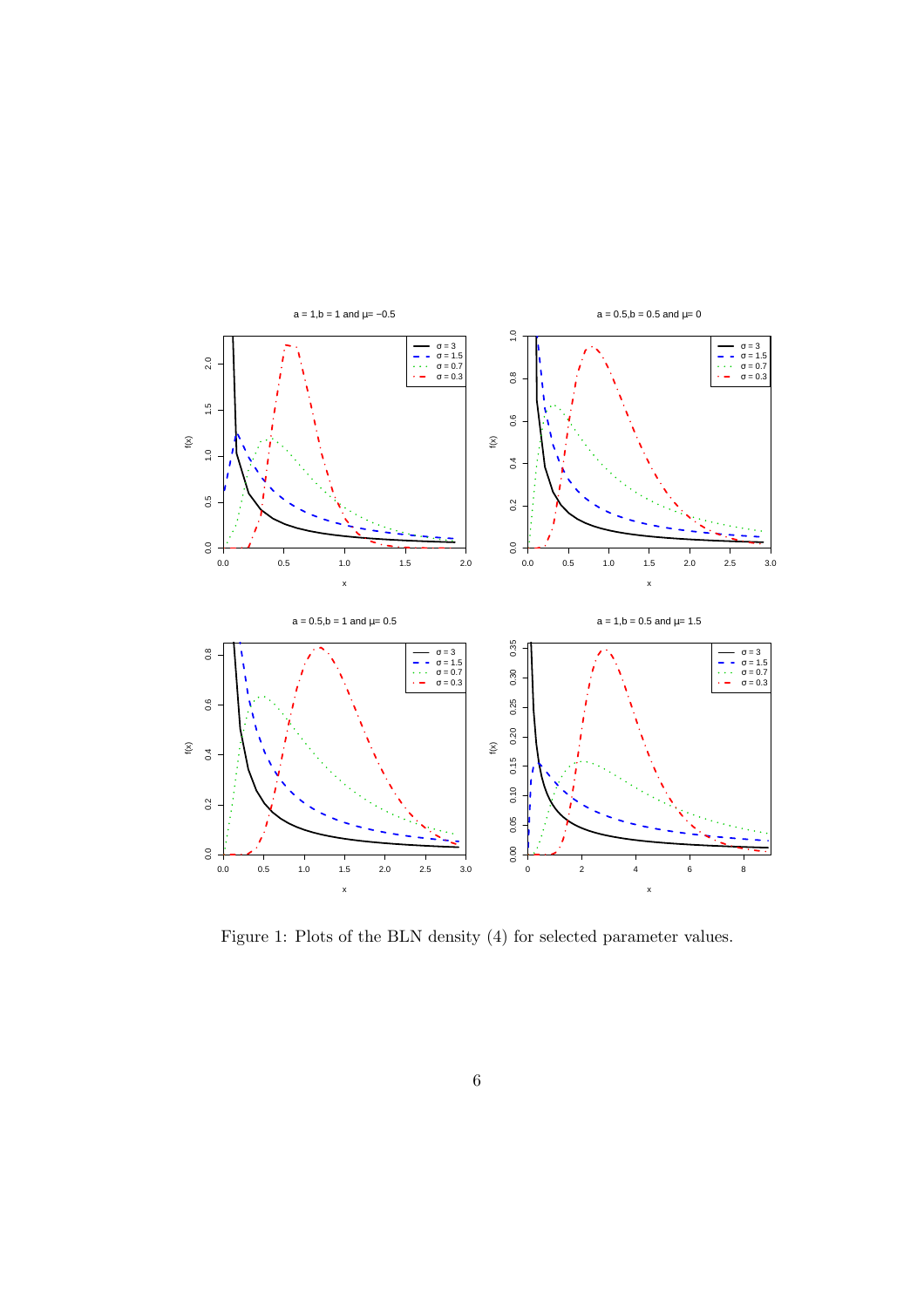Figure 1: Plots of the BLN density (4) for selected parameter values.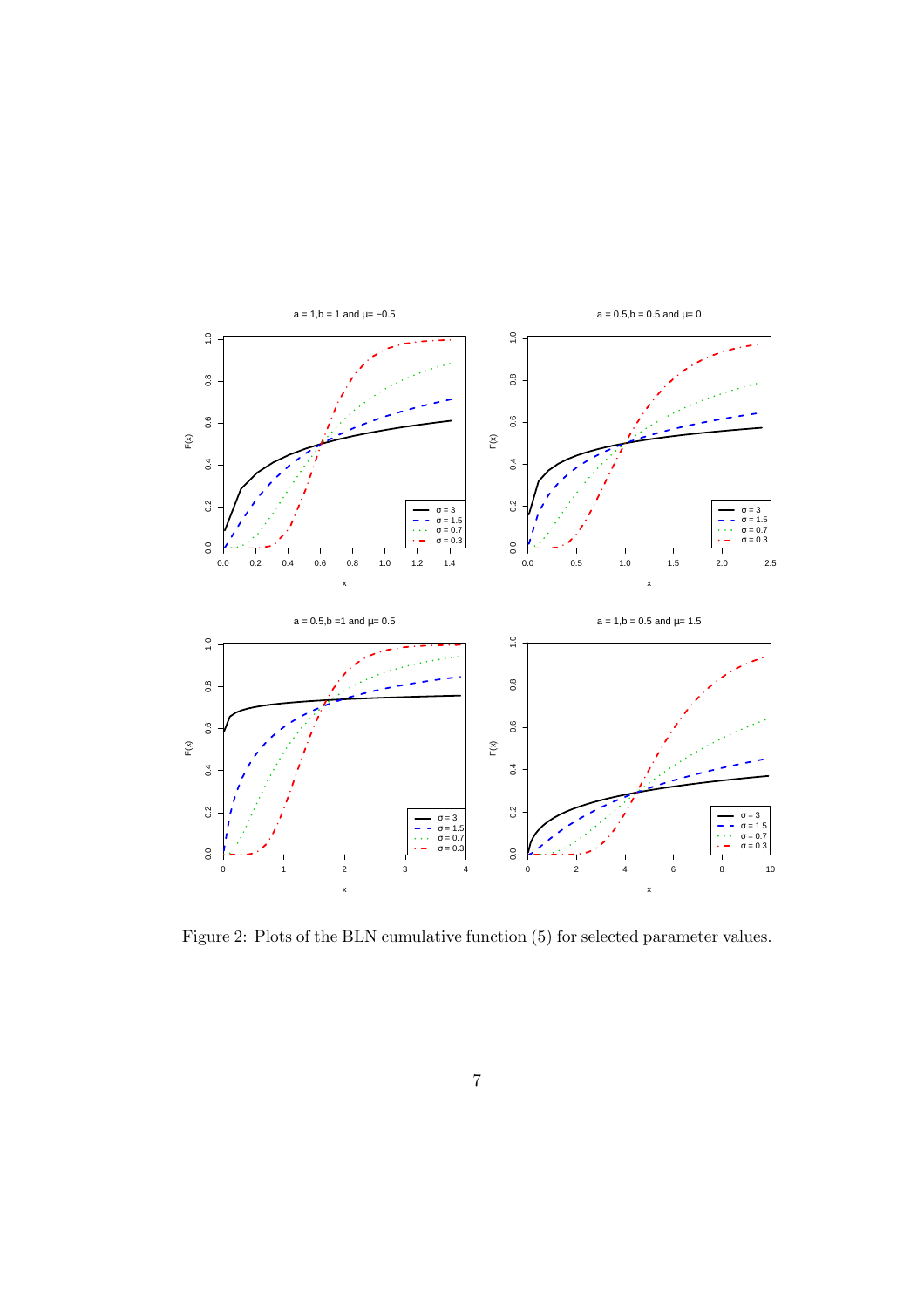Figure 2: Plots of the BLN cumulative function (5) for selected parameter values.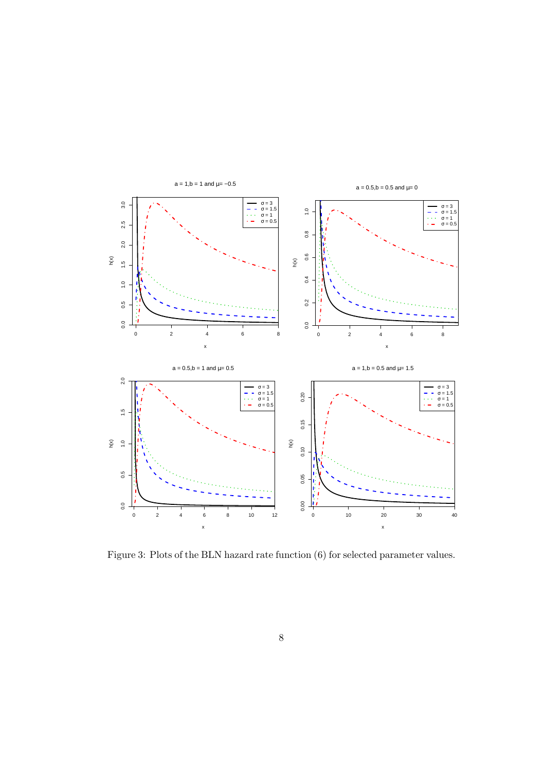Figure 3: Plots of the BLN hazard rate function (6) for selected parameter values.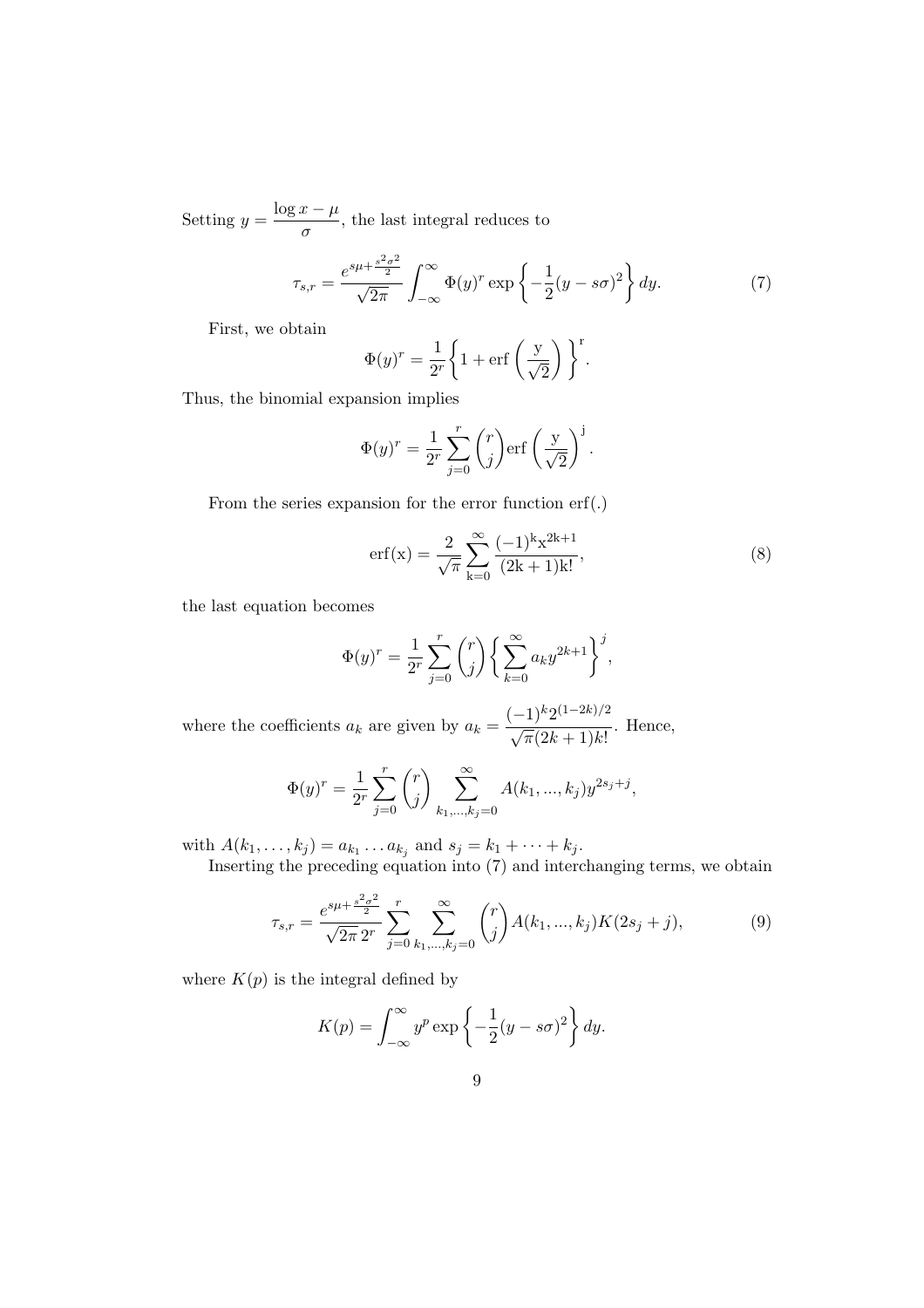Setting $y = \dfrac{\log x - \mu}{\sigma}$, the last integral reduces to

$$\tau_{s,r} = \frac{e^{s\mu + \frac{s^2\sigma^2}{2}}}{\sqrt{2\pi}} \int_{-\infty}^{\infty} \Phi(y)^r \exp\left\{-\frac{1}{2}(y - s\sigma)^2\right\} dy. \tag{7}$$

First, we obtain

$$\Phi(y)^r = \frac{1}{2^r}\left\{1 + \mathrm{erf}\left(\frac{\mathrm{y}}{\sqrt{2}}\right)\right\}^{\mathrm{r}}.$$

Thus, the binomial expansion implies

$$\Phi(y)^r = \frac{1}{2^r}\sum_{j=0}^{r}\binom{r}{j}\mathrm{erf}\left(\frac{\mathrm{y}}{\sqrt{2}}\right)^{\mathrm{j}}.$$

From the series expansion for the error function erf(.)

$$\mathrm{erf(x)} = \frac{2}{\sqrt{\pi}}\sum_{\mathrm{k}=0}^{\infty}\frac{(-1)^{\mathrm{k}}\mathrm{x}^{2\mathrm{k}+1}}{(2\mathrm{k}+1)\mathrm{k}!}, \tag{8}$$

the last equation becomes

$$\Phi(y)^r = \frac{1}{2^r}\sum_{j=0}^{r}\binom{r}{j}\left\{\sum_{k=0}^{\infty}a_k y^{2k+1}\right\}^j,$$

where the coefficients $a_k$ are given by $a_k = \dfrac{(-1)^k 2^{(1-2k)/2}}{\sqrt{\pi}(2k+1)k!}$. Hence,

$$\Phi(y)^r = \frac{1}{2^r}\sum_{j=0}^{r}\binom{r}{j}\sum_{k_1,\ldots,k_j=0}^{\infty}A(k_1,\ldots,k_j)y^{2s_j+j},$$

with $A(k_1,\ldots,k_j) = a_{k_1}\ldots a_{k_j}$ and $s_j = k_1 + \cdots + k_j$.

Inserting the preceding equation into (7) and interchanging terms, we obtain

$$\tau_{s,r} = \frac{e^{s\mu + \frac{s^2\sigma^2}{2}}}{\sqrt{2\pi}\,2^r}\sum_{j=0}^{r}\sum_{k_1,\ldots,k_j=0}^{\infty}\binom{r}{j}A(k_1,\ldots,k_j)K(2s_j + j), \tag{9}$$

where $K(p)$ is the integral defined by

$$K(p) = \int_{-\infty}^{\infty} y^p \exp\left\{-\frac{1}{2}(y - s\sigma)^2\right\} dy.$$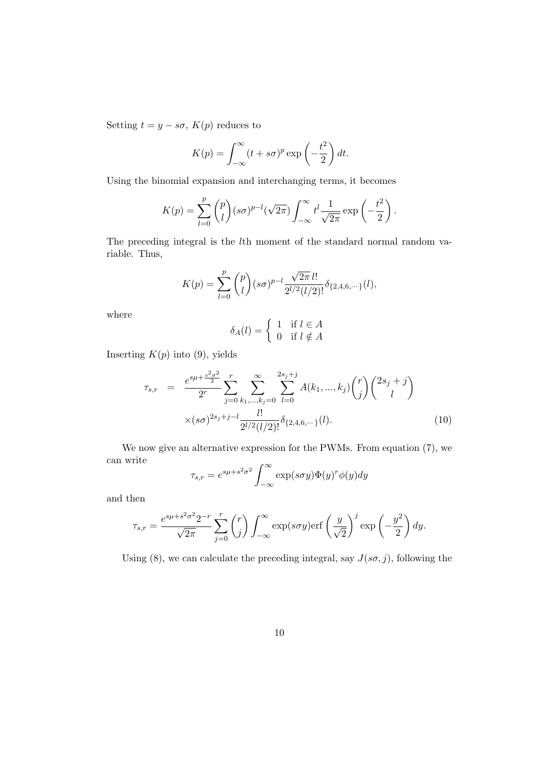Setting $t = y - s\sigma$, $K(p)$ reduces to

$$K(p) = \int_{-\infty}^{\infty} (t + s\sigma)^p \exp\left(-\frac{t^2}{2}\right) dt.$$

Using the binomial expansion and interchanging terms, it becomes

$$K(p) = \sum_{l=0}^{p} \binom{p}{l} (s\sigma)^{p-l} (\sqrt{2\pi}) \int_{-\infty}^{\infty} t^l \frac{1}{\sqrt{2\pi}} \exp\left(-\frac{t^2}{2}\right).$$

The preceding integral is the $l$th moment of the standard normal random variable. Thus,

$$K(p) = \sum_{l=0}^{p} \binom{p}{l} (s\sigma)^{p-l} \frac{\sqrt{2\pi}\, l!}{2^{l/2}(l/2)!} \delta_{\{2,4,6,\cdots\}}(l),$$

where

$$\delta_A(l) = \begin{cases} 1 & \text{if } l \in A \\ 0 & \text{if } l \notin A \end{cases}$$

Inserting $K(p)$ into (9), yields

$$\begin{aligned} \tau_{s,r} &= \frac{e^{s\mu + \frac{s^2\sigma^2}{2}}}{2^r} \sum_{j=0}^{r} \sum_{k_1,\ldots,k_j=0}^{\infty} \sum_{l=0}^{2s_j+j} A(k_1,\ldots,k_j) \binom{r}{j} \binom{2s_j+j}{l} \\ &\quad \times (s\sigma)^{2s_j+j-l} \frac{l!}{2^{l/2}(l/2)!} \delta_{\{2,4,6,\cdots\}}(l). \end{aligned} \tag{10}$$

We now give an alternative expression for the PWMs. From equation (7), we can write

$$\tau_{s,r} = e^{s\mu + s^2\sigma^2} \int_{-\infty}^{\infty} \exp(s\sigma y) \Phi(y)^r \phi(y) dy$$

and then

$$\tau_{s,r} = \frac{e^{s\mu + s^2\sigma^2} 2^{-r}}{\sqrt{2\pi}} \sum_{j=0}^{r} \binom{r}{j} \int_{-\infty}^{\infty} \exp(s\sigma y) \text{erf}\left(\frac{y}{\sqrt{2}}\right)^j \exp\left(-\frac{y^2}{2}\right) dy.$$

Using (8), we can calculate the preceding integral, say $J(s\sigma, j)$, following the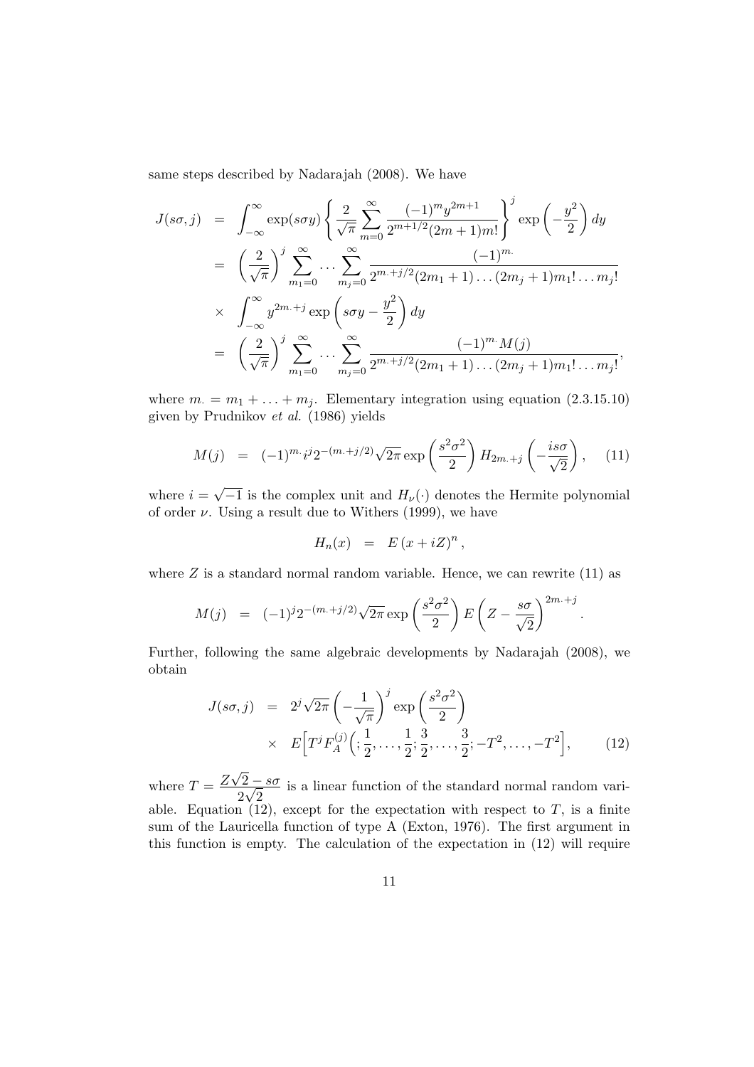same steps described by Nadarajah (2008). We have

$$
\begin{aligned}
J(s\sigma, j) &= \int_{-\infty}^{\infty} \exp(s\sigma y) \left\{ \frac{2}{\sqrt{\pi}} \sum_{m=0}^{\infty} \frac{(-1)^m y^{2m+1}}{2^{m+1/2}(2m+1)m!} \right\}^j \exp\left(-\frac{y^2}{2}\right) dy \\
&= \left(\frac{2}{\sqrt{\pi}}\right)^j \sum_{m_1=0}^{\infty} \cdots \sum_{m_j=0}^{\infty} \frac{(-1)^{m.}}{2^{m.+j/2}(2m_1+1)\ldots(2m_j+1)m_1!\ldots m_j!} \\
&\times \int_{-\infty}^{\infty} y^{2m.+j} \exp\left(s\sigma y - \frac{y^2}{2}\right) dy \\
&= \left(\frac{2}{\sqrt{\pi}}\right)^j \sum_{m_1=0}^{\infty} \cdots \sum_{m_j=0}^{\infty} \frac{(-1)^{m.} M(j)}{2^{m.+j/2}(2m_1+1)\ldots(2m_j+1)m_1!\ldots m_j!},
\end{aligned}
$$

where $m. = m_1 + \ldots + m_j$. Elementary integration using equation (2.3.15.10) given by Prudnikov *et al.* (1986) yields

$$
M(j) = (-1)^{m.} i^j 2^{-(m.+j/2)} \sqrt{2\pi} \exp\left(\frac{s^2\sigma^2}{2}\right) H_{2m.+j}\left(-\frac{is\sigma}{\sqrt{2}}\right), \quad (11)
$$

where $i = \sqrt{-1}$ is the complex unit and $H_\nu(\cdot)$ denotes the Hermite polynomial of order $\nu$. Using a result due to Withers (1999), we have

$$
H_n(x) = E\left(x + iZ\right)^n,
$$

where $Z$ is a standard normal random variable. Hence, we can rewrite (11) as

$$
M(j) = (-1)^j 2^{-(m.+j/2)} \sqrt{2\pi} \exp\left(\frac{s^2\sigma^2}{2}\right) E\left(Z - \frac{s\sigma}{\sqrt{2}}\right)^{2m.+j}.
$$

Further, following the same algebraic developments by Nadarajah (2008), we obtain

$$
\begin{aligned}
J(s\sigma, j) &= 2^j \sqrt{2\pi} \left(-\frac{1}{\sqrt{\pi}}\right)^j \exp\left(\frac{s^2\sigma^2}{2}\right) \\
&\times E\Big[T^j F_A^{(j)}\Big(; \frac{1}{2}, \ldots, \frac{1}{2}; \frac{3}{2}, \ldots, \frac{3}{2}; -T^2, \ldots, -T^2\Big], \quad (12)
\end{aligned}
$$

where $T = \dfrac{Z\sqrt{2} - s\sigma}{2\sqrt{2}}$ is a linear function of the standard normal random variable. Equation (12), except for the expectation with respect to $T$, is a finite sum of the Lauricella function of type A (Exton, 1976). The first argument in this function is empty. The calculation of the expectation in (12) will require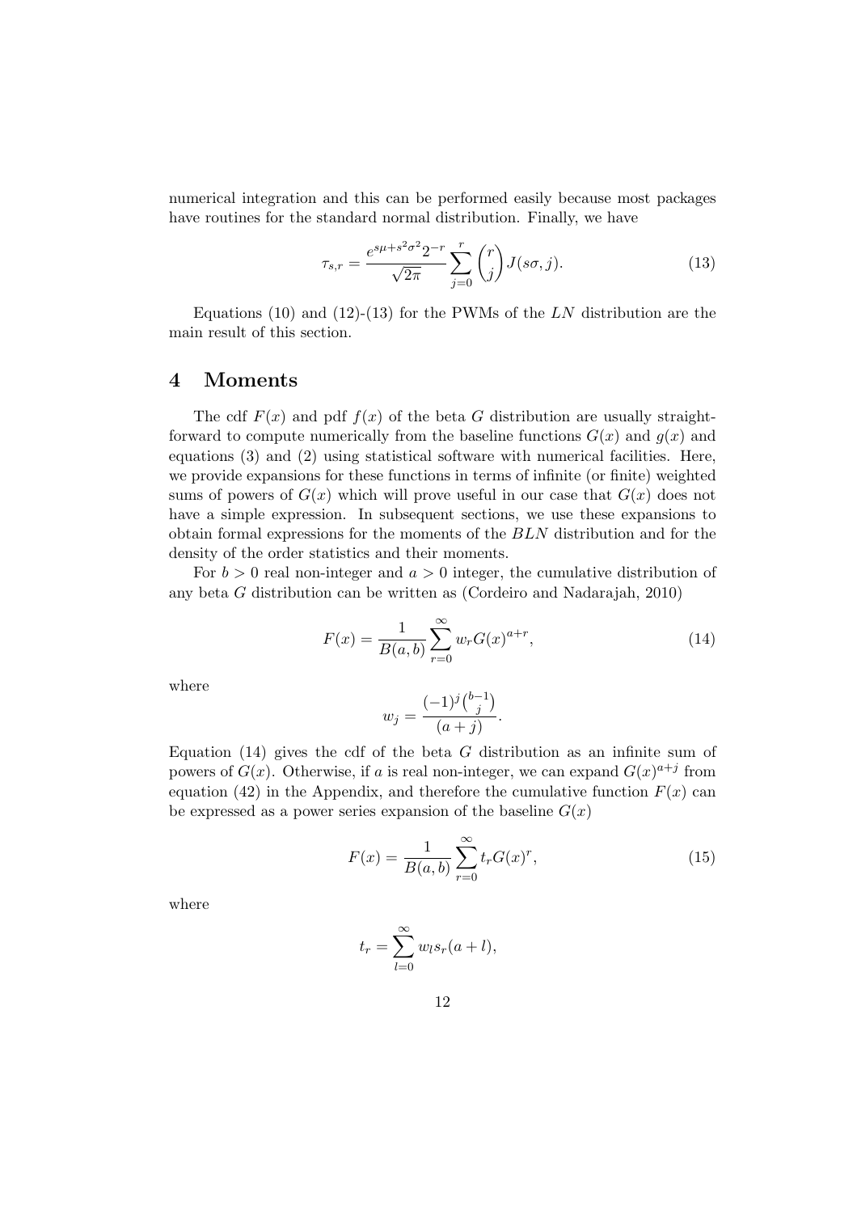numerical integration and this can be performed easily because most packages have routines for the standard normal distribution. Finally, we have

$$\tau_{s,r} = \frac{e^{s\mu + s^2\sigma^2} 2^{-r}}{\sqrt{2\pi}} \sum_{j=0}^{r} \binom{r}{j} J(s\sigma, j). \tag{13}$$

Equations (10) and (12)-(13) for the PWMs of the $LN$ distribution are the main result of this section.

## 4 Moments

The cdf $F(x)$ and pdf $f(x)$ of the beta $G$ distribution are usually straightforward to compute numerically from the baseline functions $G(x)$ and $g(x)$ and equations (3) and (2) using statistical software with numerical facilities. Here, we provide expansions for these functions in terms of infinite (or finite) weighted sums of powers of $G(x)$ which will prove useful in our case that $G(x)$ does not have a simple expression. In subsequent sections, we use these expansions to obtain formal expressions for the moments of the $BLN$ distribution and for the density of the order statistics and their moments.

For $b > 0$ real non-integer and $a > 0$ integer, the cumulative distribution of any beta $G$ distribution can be written as (Cordeiro and Nadarajah, 2010)

$$F(x) = \frac{1}{B(a,b)} \sum_{r=0}^{\infty} w_r G(x)^{a+r}, \tag{14}$$

where

$$w_j = \frac{(-1)^j \binom{b-1}{j}}{(a+j)}.$$

Equation (14) gives the cdf of the beta $G$ distribution as an infinite sum of powers of $G(x)$. Otherwise, if $a$ is real non-integer, we can expand $G(x)^{a+j}$ from equation (42) in the Appendix, and therefore the cumulative function $F(x)$ can be expressed as a power series expansion of the baseline $G(x)$

$$F(x) = \frac{1}{B(a,b)} \sum_{r=0}^{\infty} t_r G(x)^r, \tag{15}$$

where

$$t_r = \sum_{l=0}^{\infty} w_l s_r(a+l),$$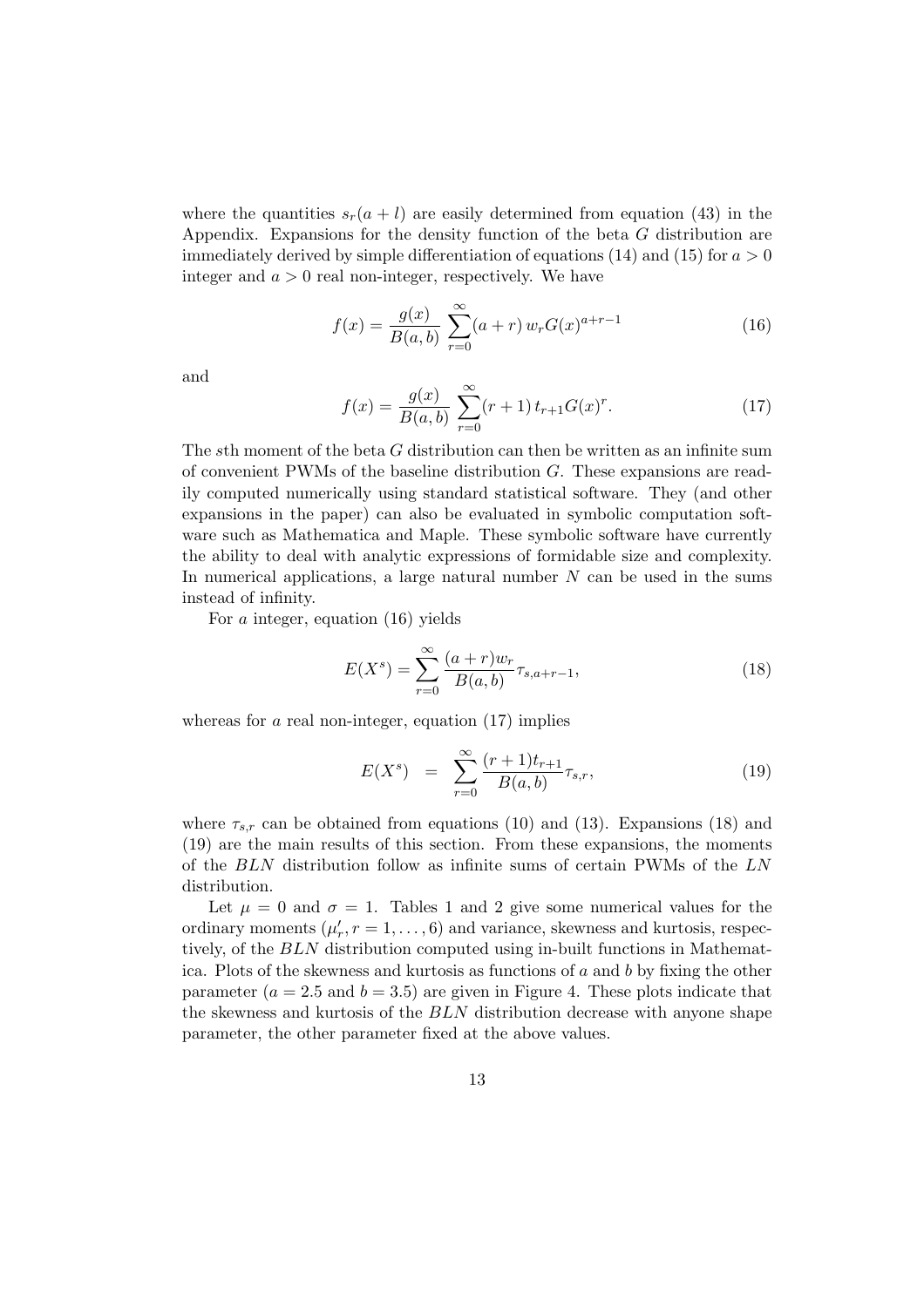where the quantities $s_r(a+l)$ are easily determined from equation (43) in the Appendix. Expansions for the density function of the beta $G$ distribution are immediately derived by simple differentiation of equations (14) and (15) for $a > 0$ integer and $a > 0$ real non-integer, respectively. We have

$$f(x) = \frac{g(x)}{B(a,b)} \sum_{r=0}^{\infty} (a+r)\, w_r G(x)^{a+r-1} \tag{16}$$

and

$$f(x) = \frac{g(x)}{B(a,b)} \sum_{r=0}^{\infty} (r+1)\, t_{r+1} G(x)^{r}. \tag{17}$$

The $s$th moment of the beta $G$ distribution can then be written as an infinite sum of convenient PWMs of the baseline distribution $G$. These expansions are readily computed numerically using standard statistical software. They (and other expansions in the paper) can also be evaluated in symbolic computation software such as Mathematica and Maple. These symbolic software have currently the ability to deal with analytic expressions of formidable size and complexity. In numerical applications, a large natural number $N$ can be used in the sums instead of infinity.

For $a$ integer, equation (16) yields

$$E(X^s) = \sum_{r=0}^{\infty} \frac{(a+r)w_r}{B(a,b)} \tau_{s,a+r-1}, \tag{18}$$

whereas for $a$ real non-integer, equation (17) implies

$$E(X^s) \;\; = \;\; \sum_{r=0}^{\infty} \frac{(r+1)t_{r+1}}{B(a,b)} \tau_{s,r}, \tag{19}$$

where $\tau_{s,r}$ can be obtained from equations (10) and (13). Expansions (18) and (19) are the main results of this section. From these expansions, the moments of the $BLN$ distribution follow as infinite sums of certain PWMs of the $LN$ distribution.

Let $\mu = 0$ and $\sigma = 1$. Tables 1 and 2 give some numerical values for the ordinary moments ($\mu'_r, r = 1, \ldots, 6$) and variance, skewness and kurtosis, respectively, of the $BLN$ distribution computed using in-built functions in Mathematica. Plots of the skewness and kurtosis as functions of $a$ and $b$ by fixing the other parameter ($a = 2.5$ and $b = 3.5$) are given in Figure 4. These plots indicate that the skewness and kurtosis of the $BLN$ distribution decrease with anyone shape parameter, the other parameter fixed at the above values.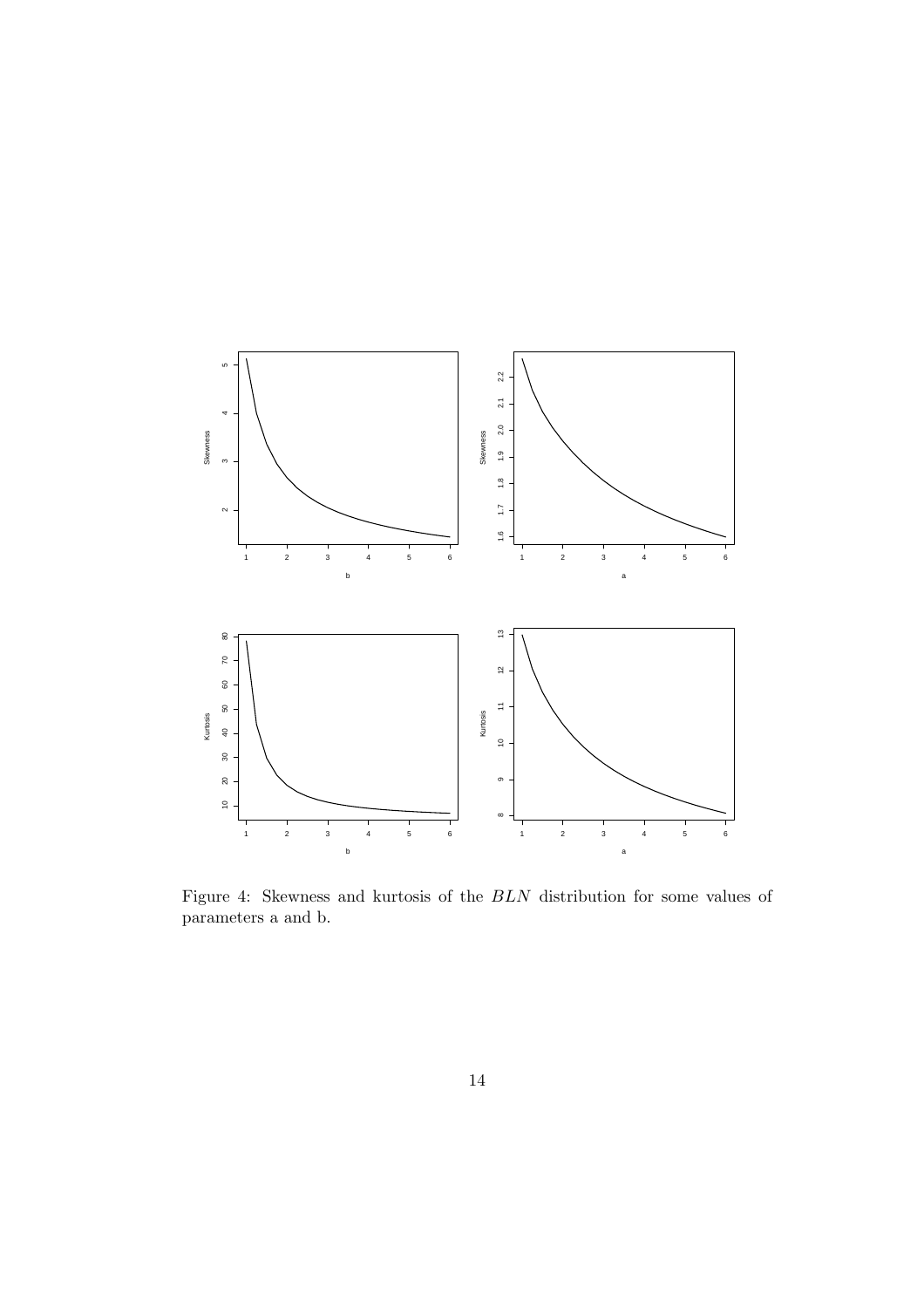Figure 4: Skewness and kurtosis of the $BLN$ distribution for some values of parameters a and b.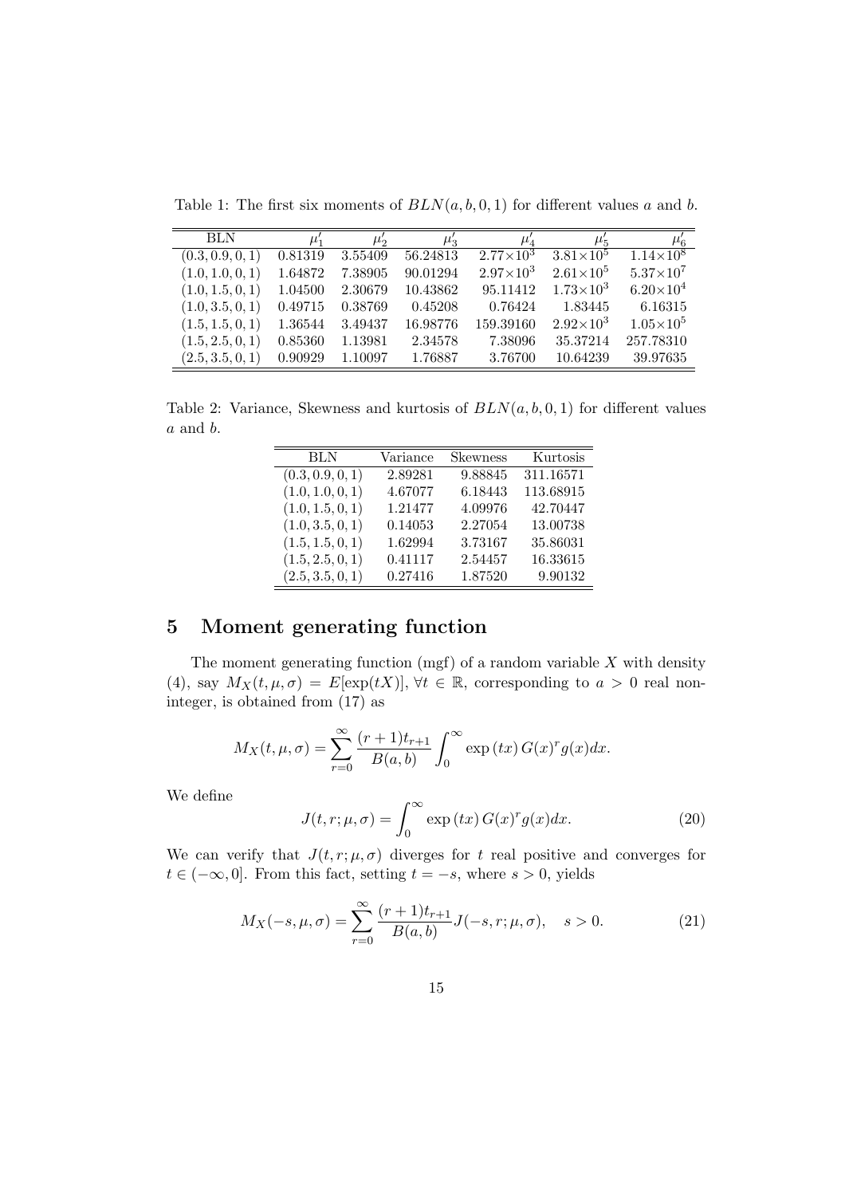Table 1: The first six moments of $BLN(a, b, 0, 1)$ for different values $a$ and $b$.

| BLN | $\mu'_1$ | $\mu'_2$ | $\mu'_3$ | $\mu'_4$ | $\mu'_5$ | $\mu'_6$ |
|---|---|---|---|---|---|---|
| $(0.3, 0.9, 0, 1)$ | 0.81319 | 3.55409 | 56.24813 | $2.77\times10^3$ | $3.81\times10^5$ | $1.14\times10^8$ |
| $(1.0, 1.0, 0, 1)$ | 1.64872 | 7.38905 | 90.01294 | $2.97\times10^3$ | $2.61\times10^5$ | $5.37\times10^7$ |
| $(1.0, 1.5, 0, 1)$ | 1.04500 | 2.30679 | 10.43862 | 95.11412 | $1.73\times10^3$ | $6.20\times10^4$ |
| $(1.0, 3.5, 0, 1)$ | 0.49715 | 0.38769 | 0.45208 | 0.76424 | 1.83445 | 6.16315 |
| $(1.5, 1.5, 0, 1)$ | 1.36544 | 3.49437 | 16.98776 | 159.39160 | $2.92\times10^3$ | $1.05\times10^5$ |
| $(1.5, 2.5, 0, 1)$ | 0.85360 | 1.13981 | 2.34578 | 7.38096 | 35.37214 | 257.78310 |
| $(2.5, 3.5, 0, 1)$ | 0.90929 | 1.10097 | 1.76887 | 3.76700 | 10.64239 | 39.97635 |

Table 2: Variance, Skewness and kurtosis of $BLN(a, b, 0, 1)$ for different values $a$ and $b$.

| BLN | Variance | Skewness | Kurtosis |
|---|---|---|---|
| $(0.3, 0.9, 0, 1)$ | 2.89281 | 9.88845 | 311.16571 |
| $(1.0, 1.0, 0, 1)$ | 4.67077 | 6.18443 | 113.68915 |
| $(1.0, 1.5, 0, 1)$ | 1.21477 | 4.09976 | 42.70447 |
| $(1.0, 3.5, 0, 1)$ | 0.14053 | 2.27054 | 13.00738 |
| $(1.5, 1.5, 0, 1)$ | 1.62994 | 3.73167 | 35.86031 |
| $(1.5, 2.5, 0, 1)$ | 0.41117 | 2.54457 | 16.33615 |
| $(2.5, 3.5, 0, 1)$ | 0.27416 | 1.87520 | 9.90132 |

## 5 Moment generating function

The moment generating function (mgf) of a random variable $X$ with density (4), say $M_X(t, \mu, \sigma) = E[\exp(tX)]$, $\forall t \in \mathbb{R}$, corresponding to $a > 0$ real non-integer, is obtained from (17) as

$$M_X(t, \mu, \sigma) = \sum_{r=0}^{\infty} \frac{(r+1)t_{r+1}}{B(a, b)} \int_0^{\infty} \exp(tx)\, G(x)^r g(x) dx.$$

We define

$$J(t, r; \mu, \sigma) = \int_0^{\infty} \exp(tx)\, G(x)^r g(x) dx. \tag{20}$$

We can verify that $J(t, r; \mu, \sigma)$ diverges for $t$ real positive and converges for $t \in (-\infty, 0]$. From this fact, setting $t = -s$, where $s > 0$, yields

$$M_X(-s, \mu, \sigma) = \sum_{r=0}^{\infty} \frac{(r+1)t_{r+1}}{B(a, b)} J(-s, r; \mu, \sigma), \quad s > 0. \tag{21}$$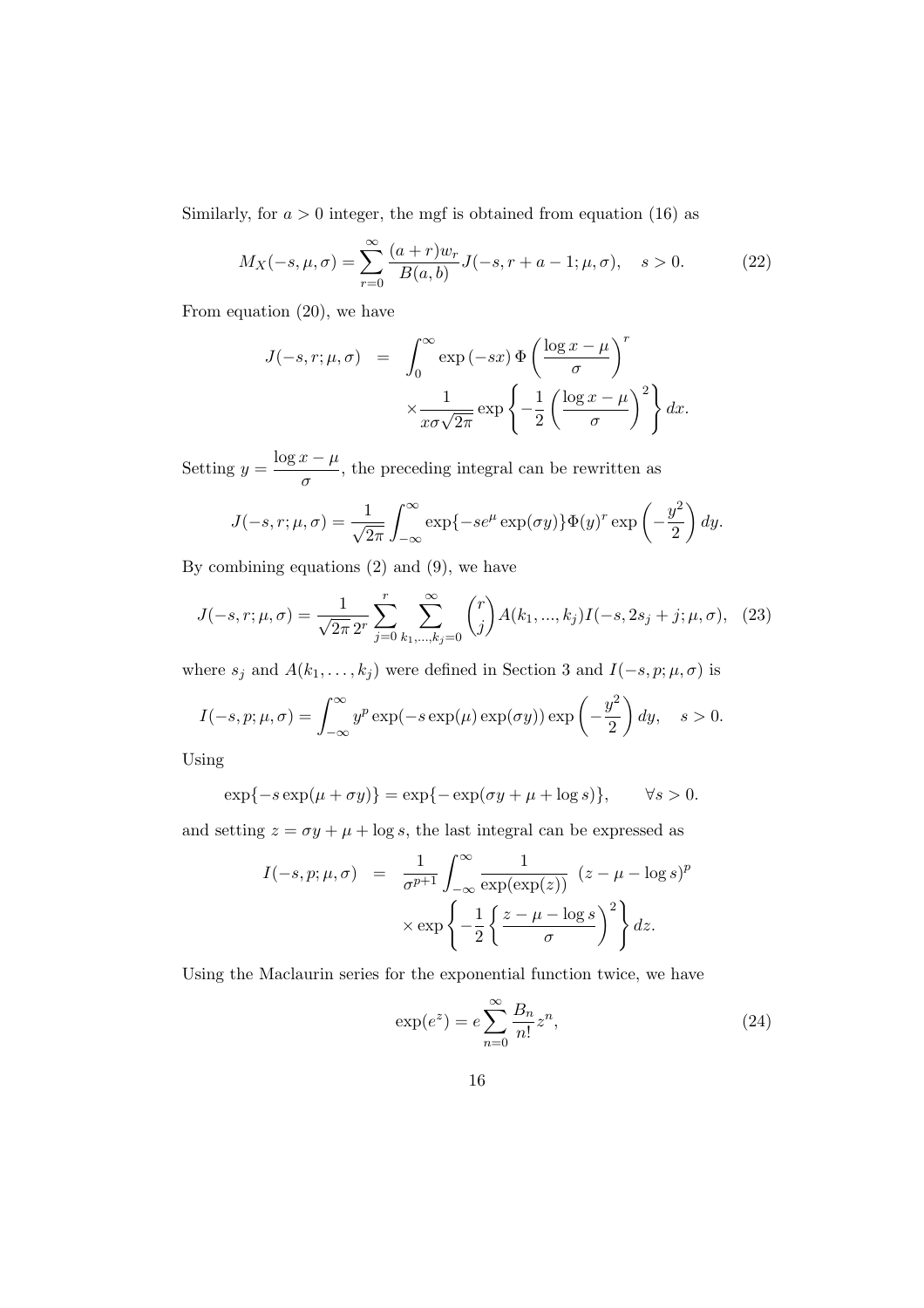Similarly, for $a > 0$ integer, the mgf is obtained from equation (16) as

$$M_X(-s, \mu, \sigma) = \sum_{r=0}^{\infty} \frac{(a+r)w_r}{B(a,b)} J(-s, r+a-1; \mu, \sigma), \quad s > 0. \tag{22}$$

From equation (20), we have

$$\begin{aligned} J(-s, r; \mu, \sigma) &= \int_0^{\infty} \exp(-sx)\, \Phi\left(\frac{\log x - \mu}{\sigma}\right)^r \\ &\quad \times \frac{1}{x\sigma\sqrt{2\pi}} \exp\left\{-\frac{1}{2}\left(\frac{\log x - \mu}{\sigma}\right)^2\right\} dx. \end{aligned}$$

Setting $y = \dfrac{\log x - \mu}{\sigma}$, the preceding integral can be rewritten as

$$J(-s, r; \mu, \sigma) = \frac{1}{\sqrt{2\pi}} \int_{-\infty}^{\infty} \exp\{-se^{\mu} \exp(\sigma y)\} \Phi(y)^r \exp\left(-\frac{y^2}{2}\right) dy.$$

By combining equations (2) and (9), we have

$$J(-s, r; \mu, \sigma) = \frac{1}{\sqrt{2\pi}\, 2^r} \sum_{j=0}^{r} \sum_{k_1, \ldots, k_j = 0}^{\infty} \binom{r}{j} A(k_1, \ldots, k_j) I(-s, 2s_j + j; \mu, \sigma), \tag{23}$$

where $s_j$ and $A(k_1, \ldots, k_j)$ were defined in Section 3 and $I(-s, p; \mu, \sigma)$ is

$$I(-s, p; \mu, \sigma) = \int_{-\infty}^{\infty} y^p \exp(-s \exp(\mu) \exp(\sigma y)) \exp\left(-\frac{y^2}{2}\right) dy, \quad s > 0.$$

Using

$$\exp\{-s \exp(\mu + \sigma y)\} = \exp\{-\exp(\sigma y + \mu + \log s)\}, \qquad \forall s > 0.$$

and setting $z = \sigma y + \mu + \log s$, the last integral can be expressed as

$$\begin{aligned} I(-s, p; \mu, \sigma) &= \frac{1}{\sigma^{p+1}} \int_{-\infty}^{\infty} \frac{1}{\exp(\exp(z))} \; (z - \mu - \log s)^p \\ &\quad \times \exp\left\{-\frac{1}{2}\left\{\frac{z - \mu - \log s}{\sigma}\right)^2\right\} dz. \end{aligned}$$

Using the Maclaurin series for the exponential function twice, we have

$$\exp(e^z) = e \sum_{n=0}^{\infty} \frac{B_n}{n!} z^n, \tag{24}$$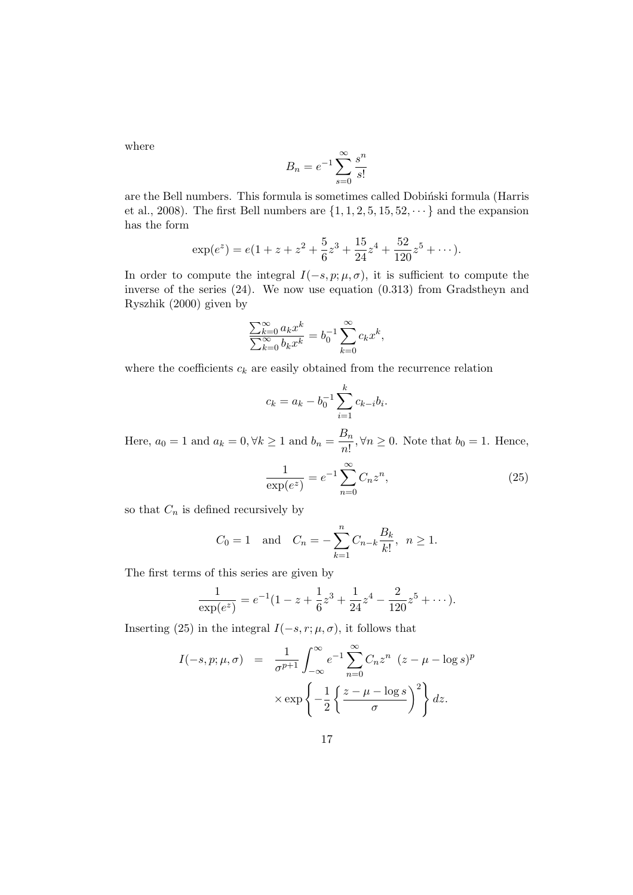where

$$B_n = e^{-1} \sum_{s=0}^{\infty} \frac{s^n}{s!}$$

are the Bell numbers. This formula is sometimes called Dobiński formula (Harris et al., 2008). The first Bell numbers are $\{1, 1, 2, 5, 15, 52, \cdots\}$ and the expansion has the form

$$\exp(e^z) = e(1 + z + z^2 + \frac{5}{6}z^3 + \frac{15}{24}z^4 + \frac{52}{120}z^5 + \cdots).$$

In order to compute the integral $I(-s, p; \mu, \sigma)$, it is sufficient to compute the inverse of the series (24). We now use equation (0.313) from Gradstheyn and Ryszhik (2000) given by

$$\frac{\sum_{k=0}^{\infty} a_k x^k}{\sum_{k=0}^{\infty} b_k x^k} = b_0^{-1} \sum_{k=0}^{\infty} c_k x^k,$$

where the coefficients $c_k$ are easily obtained from the recurrence relation

$$c_k = a_k - b_0^{-1} \sum_{i=1}^{k} c_{k-i} b_i.$$

Here, $a_0 = 1$ and $a_k = 0, \forall k \geq 1$ and $b_n = \dfrac{B_n}{n!}, \forall n \geq 0$. Note that $b_0 = 1$. Hence,

$$\frac{1}{\exp(e^z)} = e^{-1} \sum_{n=0}^{\infty} C_n z^n, \tag{25}$$

so that $C_n$ is defined recursively by

$$C_0 = 1 \quad \text{and} \quad C_n = -\sum_{k=1}^{n} C_{n-k} \frac{B_k}{k!}, \ \ n \geq 1.$$

The first terms of this series are given by

$$\frac{1}{\exp(e^z)} = e^{-1}(1 - z + \frac{1}{6}z^3 + \frac{1}{24}z^4 - \frac{2}{120}z^5 + \cdots).$$

Inserting (25) in the integral $I(-s, r; \mu, \sigma)$, it follows that

$$\begin{aligned} I(-s, p; \mu, \sigma) &= \frac{1}{\sigma^{p+1}} \int_{-\infty}^{\infty} e^{-1} \sum_{n=0}^{\infty} C_n z^n \ \ (z - \mu - \log s)^p \\ &\times \exp\left\{ -\frac{1}{2} \left\{ \frac{z - \mu - \log s}{\sigma} \right)^2 \right\} dz. \end{aligned}$$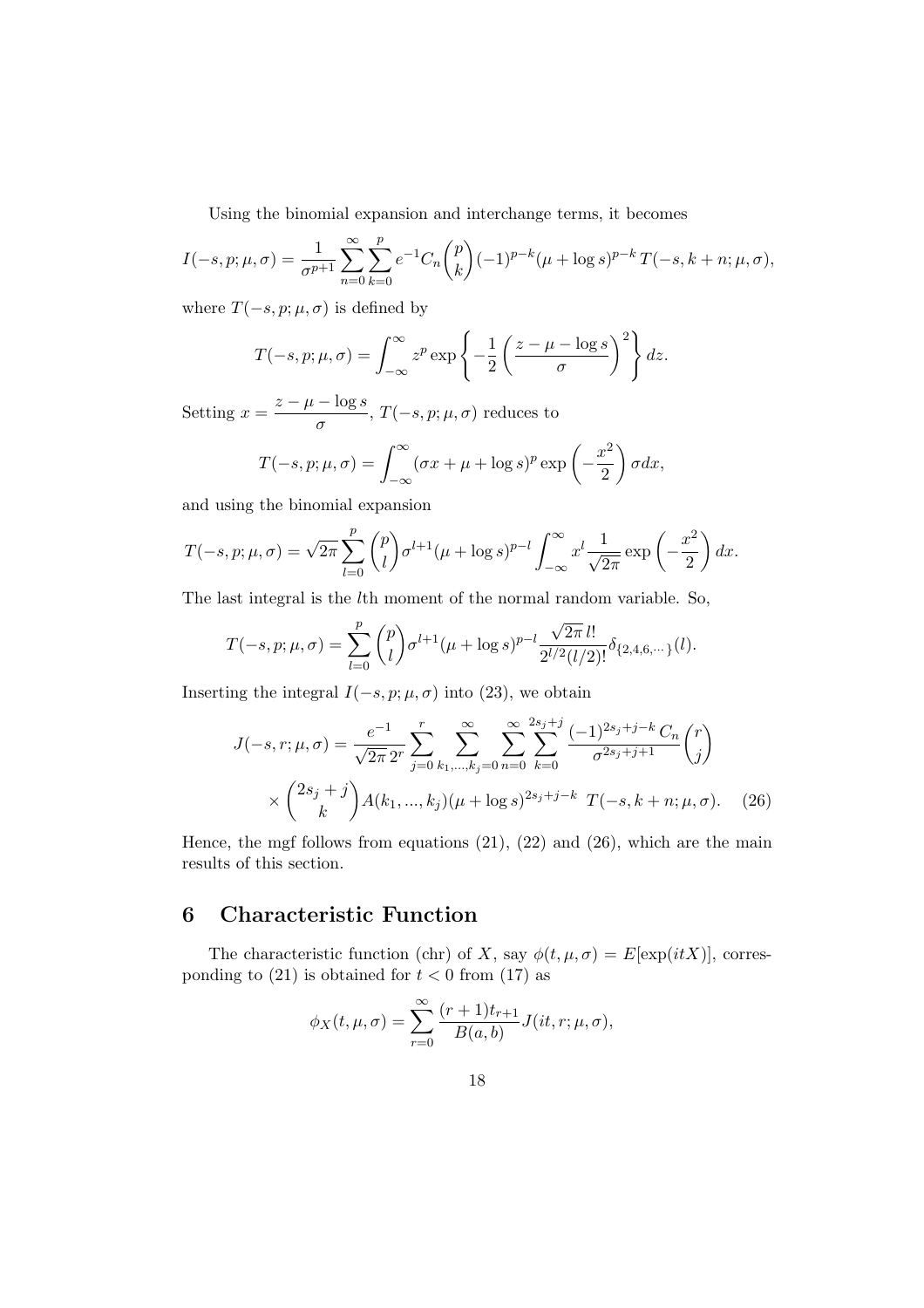Using the binomial expansion and interchange terms, it becomes

$$I(-s,p;\mu,\sigma)=\frac{1}{\sigma^{p+1}}\sum_{n=0}^{\infty}\sum_{k=0}^{p}e^{-1}C_n\binom{p}{k}(-1)^{p-k}(\mu+\log s)^{p-k}\,T(-s,k+n;\mu,\sigma),$$

where $T(-s,p;\mu,\sigma)$ is defined by

$$T(-s,p;\mu,\sigma)=\int_{-\infty}^{\infty}z^p\exp\left\{-\frac{1}{2}\left(\frac{z-\mu-\log s}{\sigma}\right)^2\right\}dz.$$

Setting $x=\dfrac{z-\mu-\log s}{\sigma}$, $T(-s,p;\mu,\sigma)$ reduces to

$$T(-s,p;\mu,\sigma)=\int_{-\infty}^{\infty}(\sigma x+\mu+\log s)^p\exp\left(-\frac{x^2}{2}\right)\sigma dx,$$

and using the binomial expansion

$$T(-s,p;\mu,\sigma)=\sqrt{2\pi}\sum_{l=0}^{p}\binom{p}{l}\sigma^{l+1}(\mu+\log s)^{p-l}\int_{-\infty}^{\infty}x^l\frac{1}{\sqrt{2\pi}}\exp\left(-\frac{x^2}{2}\right)dx.$$

The last integral is the $l$th moment of the normal random variable. So,

$$T(-s,p;\mu,\sigma)=\sum_{l=0}^{p}\binom{p}{l}\sigma^{l+1}(\mu+\log s)^{p-l}\frac{\sqrt{2\pi}\,l!}{2^{l/2}(l/2)!}\delta_{\{2,4,6,\cdots\}}(l).$$

Inserting the integral $I(-s,p;\mu,\sigma)$ into (23), we obtain

$$J(-s,r;\mu,\sigma)=\frac{e^{-1}}{\sqrt{2\pi}\,2^r}\sum_{j=0}^{r}\sum_{k_1,\ldots,k_j=0}^{\infty}\sum_{n=0}^{\infty}\sum_{k=0}^{2s_j+j}\frac{(-1)^{2s_j+j-k}\,C_n}{\sigma^{2s_j+j+1}}\binom{r}{j}$$
$$\times\binom{2s_j+j}{k}A(k_1,\ldots,k_j)(\mu+\log s)^{2s_j+j-k}\;T(-s,k+n;\mu,\sigma). \quad (26)$$

Hence, the mgf follows from equations (21), (22) and (26), which are the main results of this section.

# 6 Characteristic Function

The characteristic function (chr) of $X$, say $\phi(t,\mu,\sigma)=E[\exp(itX)]$, corresponding to (21) is obtained for $t<0$ from (17) as

$$\phi_X(t,\mu,\sigma)=\sum_{r=0}^{\infty}\frac{(r+1)t_{r+1}}{B(a,b)}J(it,r;\mu,\sigma),$$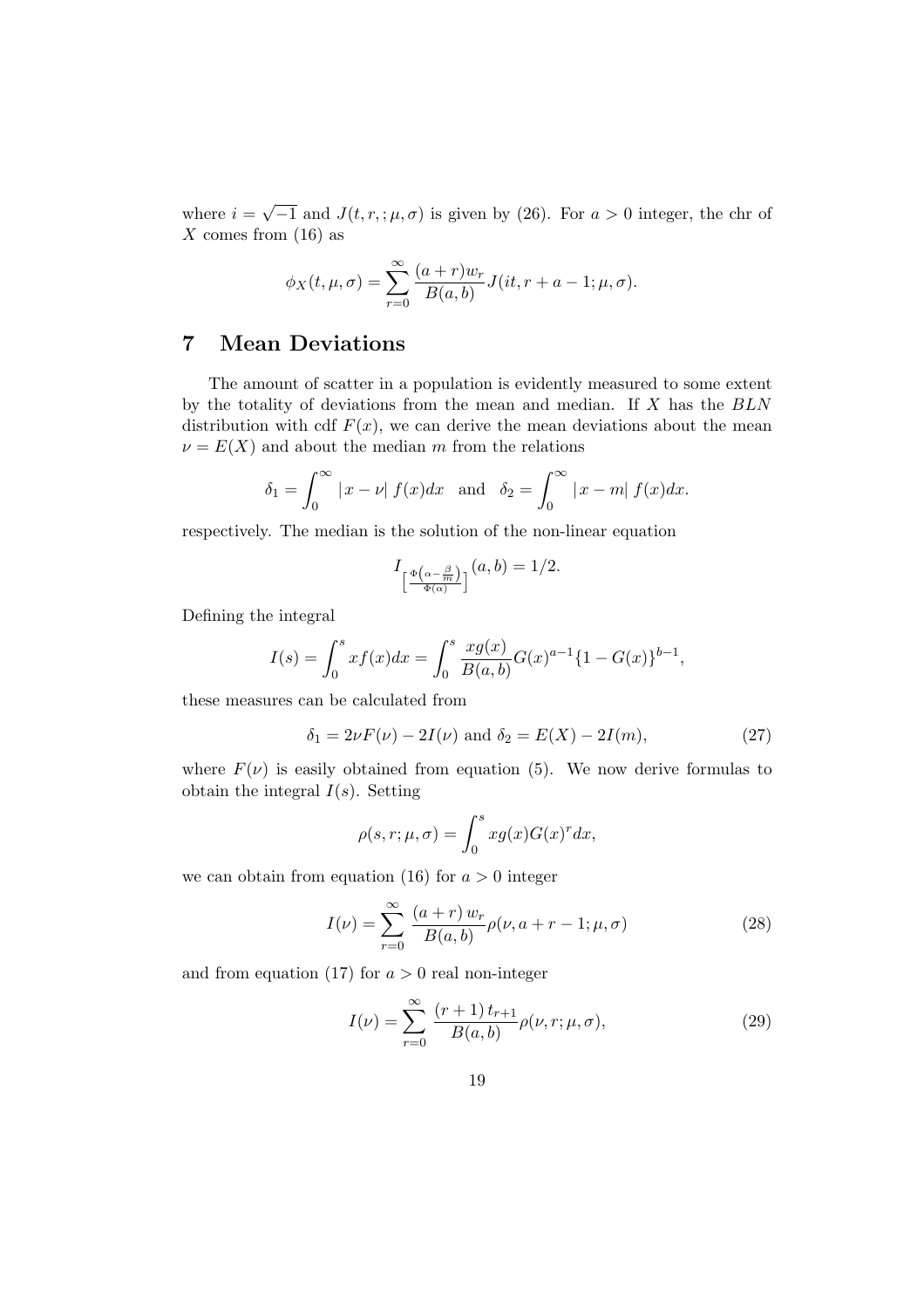where $i = \sqrt{-1}$ and $J(t, r, ; \mu, \sigma)$ is given by (26). For $a > 0$ integer, the chr of $X$ comes from (16) as

$$\phi_X(t, \mu, \sigma) = \sum_{r=0}^{\infty} \frac{(a+r)w_r}{B(a,b)} J(it, r+a-1; \mu, \sigma).$$

# 7 Mean Deviations

The amount of scatter in a population is evidently measured to some extent by the totality of deviations from the mean and median. If $X$ has the $BLN$ distribution with cdf $F(x)$, we can derive the mean deviations about the mean $\nu = E(X)$ and about the median $m$ from the relations

$$\delta_1 = \int_0^\infty |x - \nu| \, f(x)dx \quad \text{and} \quad \delta_2 = \int_0^\infty |x - m| \, f(x)dx.$$

respectively. The median is the solution of the non-linear equation

$$I_{\left[\frac{\Phi\left(\alpha - \frac{\beta}{m}\right)}{\Phi(\alpha)}\right]}(a, b) = 1/2.$$

Defining the integral

$$I(s) = \int_0^s x f(x)dx = \int_0^s \frac{x g(x)}{B(a,b)} G(x)^{a-1}\{1 - G(x)\}^{b-1},$$

these measures can be calculated from

$$\delta_1 = 2\nu F(\nu) - 2I(\nu) \text{ and } \delta_2 = E(X) - 2I(m), \tag{27}$$

where $F(\nu)$ is easily obtained from equation (5). We now derive formulas to obtain the integral $I(s)$. Setting

$$\rho(s, r; \mu, \sigma) = \int_0^s x g(x) G(x)^r dx,$$

we can obtain from equation (16) for $a > 0$ integer

$$I(\nu) = \sum_{r=0}^{\infty} \frac{(a+r)\, w_r}{B(a,b)} \rho(\nu, a+r-1; \mu, \sigma) \tag{28}$$

and from equation (17) for $a > 0$ real non-integer

$$I(\nu) = \sum_{r=0}^{\infty} \frac{(r+1)\, t_{r+1}}{B(a,b)} \rho(\nu, r; \mu, \sigma), \tag{29}$$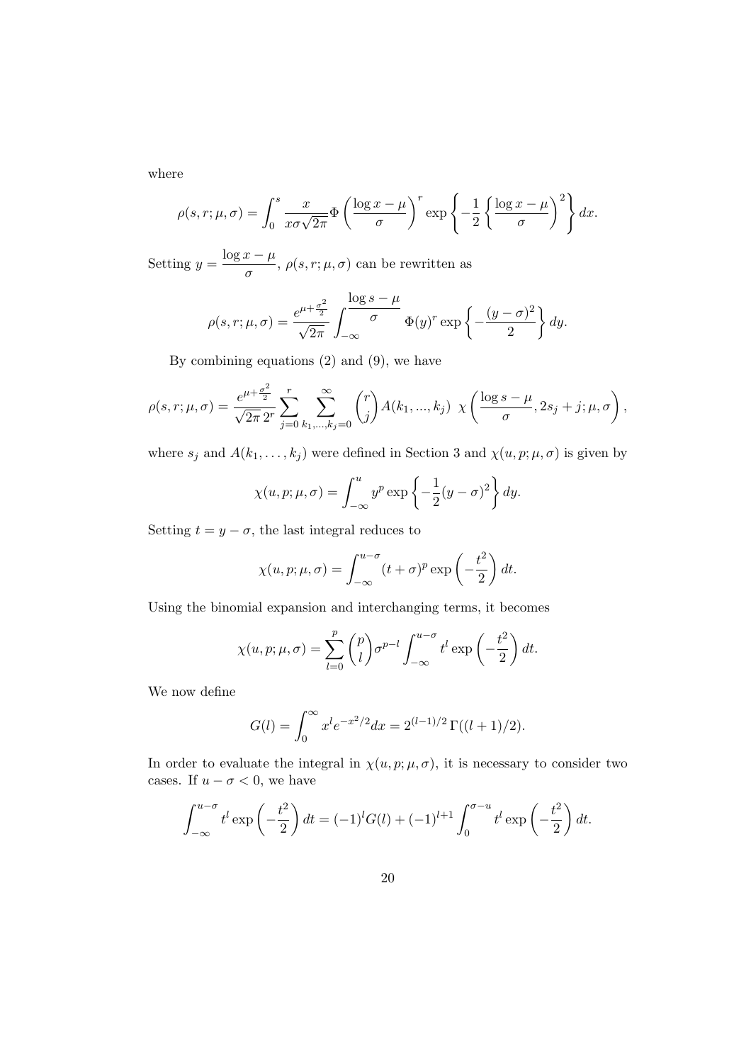where

$$\rho(s, r; \mu, \sigma) = \int_0^s \frac{x}{x\sigma\sqrt{2\pi}} \Phi\left(\frac{\log x - \mu}{\sigma}\right)^r \exp\left\{-\frac{1}{2}\left\{\frac{\log x - \mu}{\sigma}\right)^2\right\} dx.$$

Setting $y = \dfrac{\log x - \mu}{\sigma}$, $\rho(s, r; \mu, \sigma)$ can be rewritten as

$$\rho(s, r; \mu, \sigma) = \frac{e^{\mu + \frac{\sigma^2}{2}}}{\sqrt{2\pi}} \int_{-\infty}^{\frac{\log s - \mu}{\sigma}} \Phi(y)^r \exp\left\{-\frac{(y - \sigma)^2}{2}\right\} dy.$$

By combining equations (2) and (9), we have

$$\rho(s, r; \mu, \sigma) = \frac{e^{\mu + \frac{\sigma^2}{2}}}{\sqrt{2\pi}\, 2^r} \sum_{j=0}^{r} \sum_{k_1, \ldots, k_j = 0}^{\infty} \binom{r}{j} A(k_1, \ldots, k_j)\ \chi\left(\frac{\log s - \mu}{\sigma}, 2s_j + j; \mu, \sigma\right),$$

where $s_j$ and $A(k_1, \ldots, k_j)$ were defined in Section 3 and $\chi(u, p; \mu, \sigma)$ is given by

$$\chi(u, p; \mu, \sigma) = \int_{-\infty}^{u} y^p \exp\left\{-\frac{1}{2}(y - \sigma)^2\right\} dy.$$

Setting $t = y - \sigma$, the last integral reduces to

$$\chi(u, p; \mu, \sigma) = \int_{-\infty}^{u - \sigma} (t + \sigma)^p \exp\left(-\frac{t^2}{2}\right) dt.$$

Using the binomial expansion and interchanging terms, it becomes

$$\chi(u, p; \mu, \sigma) = \sum_{l=0}^{p} \binom{p}{l} \sigma^{p-l} \int_{-\infty}^{u - \sigma} t^l \exp\left(-\frac{t^2}{2}\right) dt.$$

We now define

$$G(l) = \int_0^{\infty} x^l e^{-x^2/2} dx = 2^{(l-1)/2}\, \Gamma((l + 1)/2).$$

In order to evaluate the integral in $\chi(u, p; \mu, \sigma)$, it is necessary to consider two cases. If $u - \sigma < 0$, we have

$$\int_{-\infty}^{u - \sigma} t^l \exp\left(-\frac{t^2}{2}\right) dt = (-1)^l G(l) + (-1)^{l+1} \int_0^{\sigma - u} t^l \exp\left(-\frac{t^2}{2}\right) dt.$$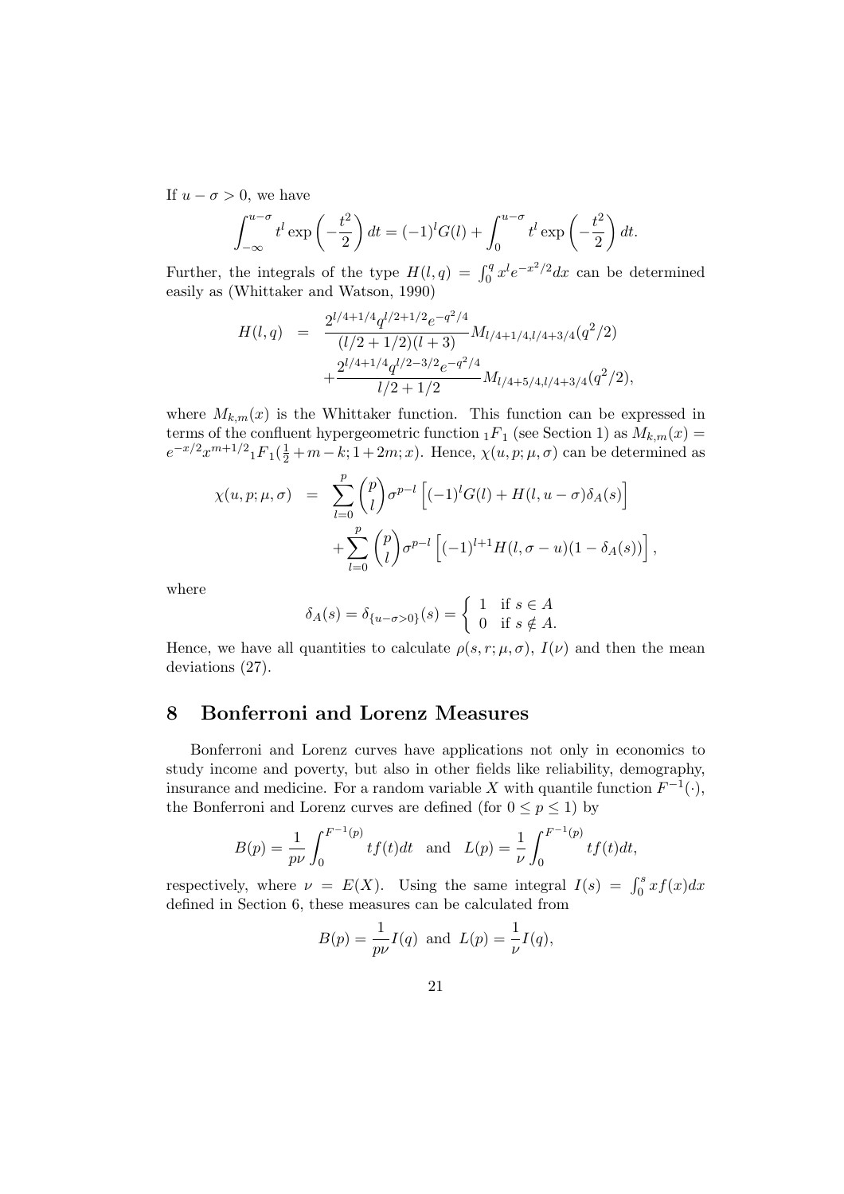If $u - \sigma > 0$, we have

$$\int_{-\infty}^{u-\sigma} t^l \exp\left(-\frac{t^2}{2}\right) dt = (-1)^l G(l) + \int_0^{u-\sigma} t^l \exp\left(-\frac{t^2}{2}\right) dt.$$

Further, the integrals of the type $H(l, q) = \int_0^q x^l e^{-x^2/2} dx$ can be determined easily as (Whittaker and Watson, 1990)

$$\begin{aligned} H(l, q) &= \frac{2^{l/4+1/4} q^{l/2+1/2} e^{-q^2/4}}{(l/2+1/2)(l+3)} M_{l/4+1/4, l/4+3/4}(q^2/2) \\ &\quad + \frac{2^{l/4+1/4} q^{l/2-3/2} e^{-q^2/4}}{l/2+1/2} M_{l/4+5/4, l/4+3/4}(q^2/2), \end{aligned}$$

where $M_{k,m}(x)$ is the Whittaker function. This function can be expressed in terms of the confluent hypergeometric function ${}_1F_1$ (see Section 1) as $M_{k,m}(x) = e^{-x/2} x^{m+1/2} {}_1F_1(\frac{1}{2} + m - k; 1 + 2m; x)$. Hence, $\chi(u, p; \mu, \sigma)$ can be determined as

$$\begin{aligned} \chi(u, p; \mu, \sigma) &= \sum_{l=0}^{p} \binom{p}{l} \sigma^{p-l} \left[(-1)^l G(l) + H(l, u-\sigma) \delta_A(s)\right] \\ &\quad + \sum_{l=0}^{p} \binom{p}{l} \sigma^{p-l} \left[(-1)^{l+1} H(l, \sigma - u)(1 - \delta_A(s))\right], \end{aligned}$$

where

$$\delta_A(s) = \delta_{\{u-\sigma>0\}}(s) = \begin{cases} 1 & \text{if } s \in A \\ 0 & \text{if } s \notin A. \end{cases}$$

Hence, we have all quantities to calculate $\rho(s, r; \mu, \sigma)$, $I(\nu)$ and then the mean deviations (27).

## 8 Bonferroni and Lorenz Measures

Bonferroni and Lorenz curves have applications not only in economics to study income and poverty, but also in other fields like reliability, demography, insurance and medicine. For a random variable $X$ with quantile function $F^{-1}(\cdot)$, the Bonferroni and Lorenz curves are defined (for $0 \le p \le 1$) by

$$B(p) = \frac{1}{p\nu} \int_0^{F^{-1}(p)} t f(t) dt \quad \text{and} \quad L(p) = \frac{1}{\nu} \int_0^{F^{-1}(p)} t f(t) dt,$$

respectively, where $\nu = E(X)$. Using the same integral $I(s) = \int_0^s x f(x) dx$ defined in Section 6, these measures can be calculated from

$$B(p) = \frac{1}{p\nu} I(q) \text{ and } L(p) = \frac{1}{\nu} I(q),$$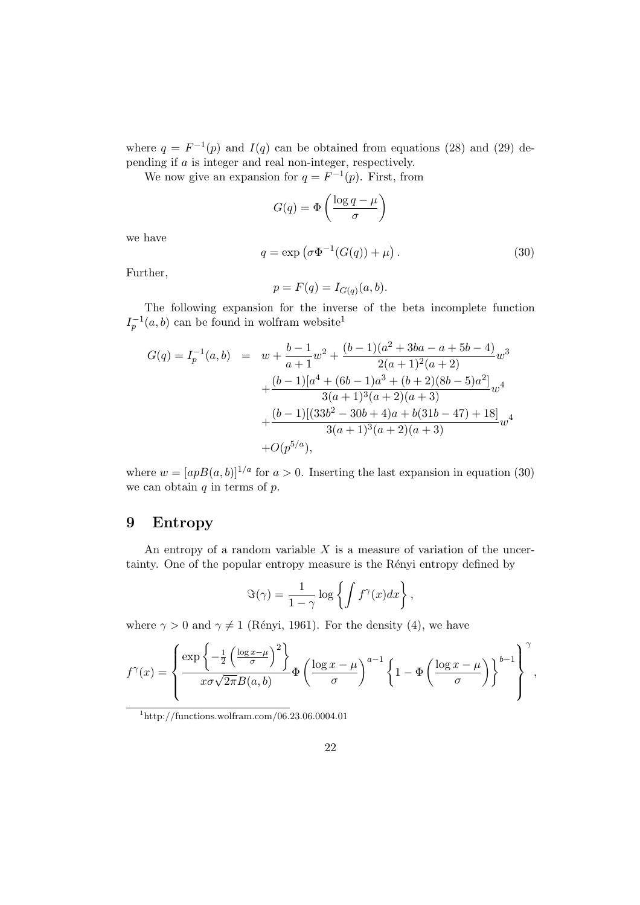where $q = F^{-1}(p)$ and $I(q)$ can be obtained from equations (28) and (29) depending if $a$ is integer and real non-integer, respectively.

We now give an expansion for $q = F^{-1}(p)$. First, from

$$G(q) = \Phi\left(\frac{\log q - \mu}{\sigma}\right)$$

we have

$$q = \exp\left(\sigma\Phi^{-1}(G(q)) + \mu\right). \tag{30}$$

Further,

$$p = F(q) = I_{G(q)}(a, b).$$

The following expansion for the inverse of the beta incomplete function $I_p^{-1}(a, b)$ can be found in wolfram website[1]

$$\begin{aligned}
G(q) = I_p^{-1}(a,b) &= w + \frac{b-1}{a+1}w^2 + \frac{(b-1)(a^2+3ba-a+5b-4)}{2(a+1)^2(a+2)}w^3 \\
&+ \frac{(b-1)[a^4+(6b-1)a^3+(b+2)(8b-5)a^2]}{3(a+1)^3(a+2)(a+3)}w^4 \\
&+ \frac{(b-1)[(33b^2-30b+4)a+b(31b-47)+18]}{3(a+1)^3(a+2)(a+3)}w^4 \\
&+ O(p^{5/a}),
\end{aligned}$$

where $w = [apB(a, b)]^{1/a}$ for $a > 0$. Inserting the last expansion in equation (30) we can obtain $q$ in terms of $p$.

## 9 Entropy

An entropy of a random variable $X$ is a measure of variation of the uncertainty. One of the popular entropy measure is the Rényi entropy defined by

$$\Im(\gamma) = \frac{1}{1-\gamma}\log\left\{\int f^{\gamma}(x)dx\right\},$$

where $\gamma > 0$ and $\gamma \neq 1$ (Rényi, 1961). For the density (4), we have

$$f^{\gamma}(x) = \left\{\frac{\exp\left\{-\frac{1}{2}\left(\frac{\log x - \mu}{\sigma}\right)^2\right\}}{x\sigma\sqrt{2\pi}B(a,b)}\Phi\left(\frac{\log x - \mu}{\sigma}\right)^{a-1}\left\{1 - \Phi\left(\frac{\log x - \mu}{\sigma}\right)\right\}^{b-1}\right\}^{\gamma},$$

[1] http://functions.wolfram.com/06.23.06.0004.01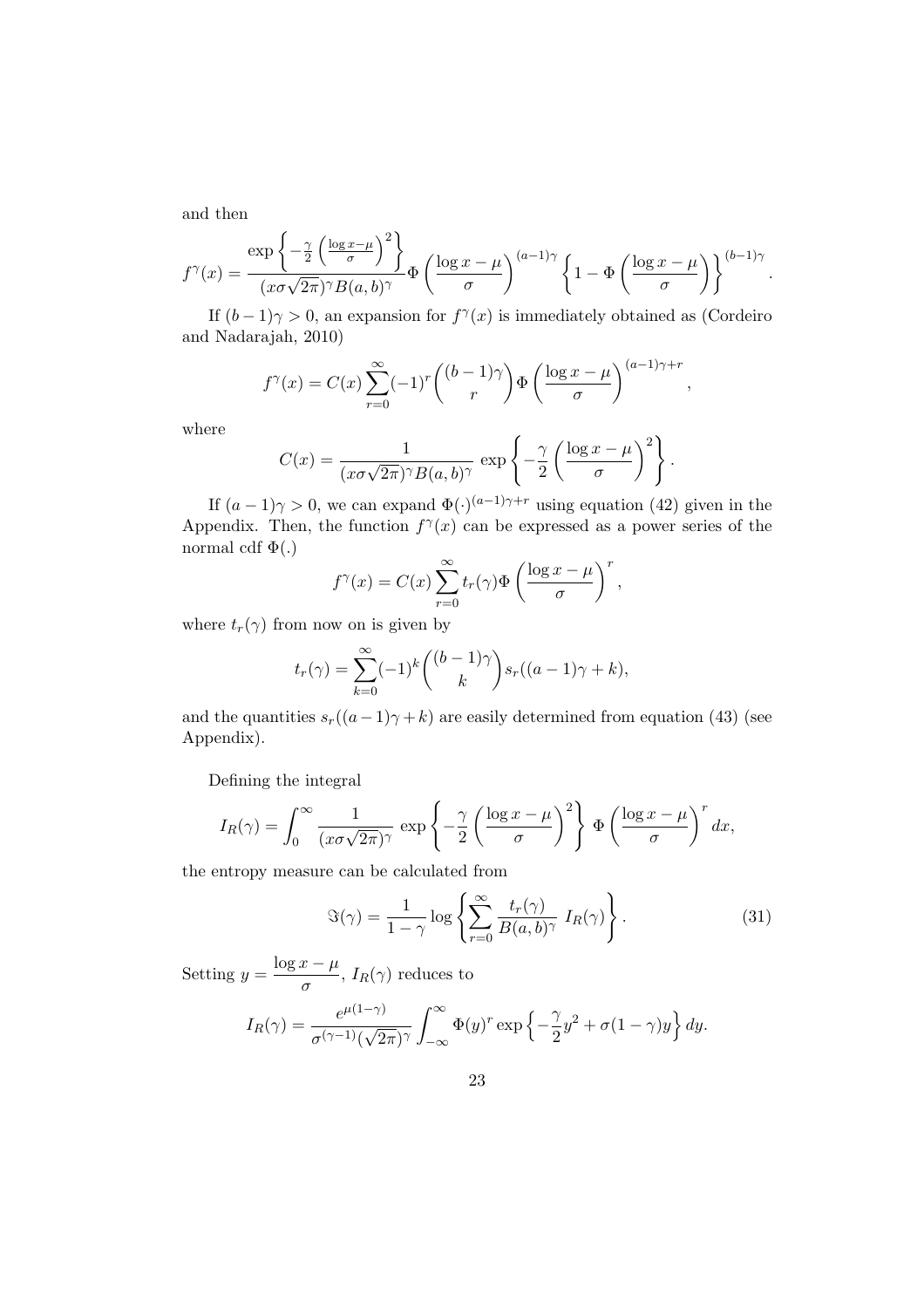and then

$$f^{\gamma}(x) = \frac{\exp\left\{-\frac{\gamma}{2}\left(\frac{\log x-\mu}{\sigma}\right)^2\right\}}{(x\sigma\sqrt{2\pi})^{\gamma}B(a,b)^{\gamma}}\Phi\left(\frac{\log x-\mu}{\sigma}\right)^{(a-1)\gamma}\left\{1-\Phi\left(\frac{\log x-\mu}{\sigma}\right)\right\}^{(b-1)\gamma}.$$

If $(b-1)\gamma > 0$, an expansion for $f^{\gamma}(x)$ is immediately obtained as (Cordeiro and Nadarajah, 2010)

$$f^{\gamma}(x) = C(x)\sum_{r=0}^{\infty}(-1)^r\binom{(b-1)\gamma}{r}\Phi\left(\frac{\log x-\mu}{\sigma}\right)^{(a-1)\gamma+r},$$

where

$$C(x) = \frac{1}{(x\sigma\sqrt{2\pi})^{\gamma}B(a,b)^{\gamma}}\,\exp\left\{-\frac{\gamma}{2}\left(\frac{\log x-\mu}{\sigma}\right)^2\right\}.$$

If $(a-1)\gamma > 0$, we can expand $\Phi(\cdot)^{(a-1)\gamma+r}$ using equation (42) given in the Appendix. Then, the function $f^{\gamma}(x)$ can be expressed as a power series of the normal cdf $\Phi(.)$

$$f^{\gamma}(x) = C(x)\sum_{r=0}^{\infty}t_r(\gamma)\Phi\left(\frac{\log x-\mu}{\sigma}\right)^{r},$$

where $t_r(\gamma)$ from now on is given by

$$t_r(\gamma) = \sum_{k=0}^{\infty}(-1)^k\binom{(b-1)\gamma}{k}s_r((a-1)\gamma+k),$$

and the quantities $s_r((a-1)\gamma+k)$ are easily determined from equation (43) (see Appendix).

Defining the integral

$$I_R(\gamma) = \int_0^{\infty}\frac{1}{(x\sigma\sqrt{2\pi})^{\gamma}}\,\exp\left\{-\frac{\gamma}{2}\left(\frac{\log x-\mu}{\sigma}\right)^2\right\}\,\Phi\left(\frac{\log x-\mu}{\sigma}\right)^{r}dx,$$

the entropy measure can be calculated from

$$\Im(\gamma) = \frac{1}{1-\gamma}\log\left\{\sum_{r=0}^{\infty}\frac{t_r(\gamma)}{B(a,b)^{\gamma}}\;I_R(\gamma)\right\}. \tag{31}$$

Setting $y = \dfrac{\log x-\mu}{\sigma}$, $I_R(\gamma)$ reduces to

$$I_R(\gamma) = \frac{e^{\mu(1-\gamma)}}{\sigma^{(\gamma-1)}(\sqrt{2\pi})^{\gamma}}\int_{-\infty}^{\infty}\Phi(y)^r\exp\left\{-\frac{\gamma}{2}y^2+\sigma(1-\gamma)y\right\}dy.$$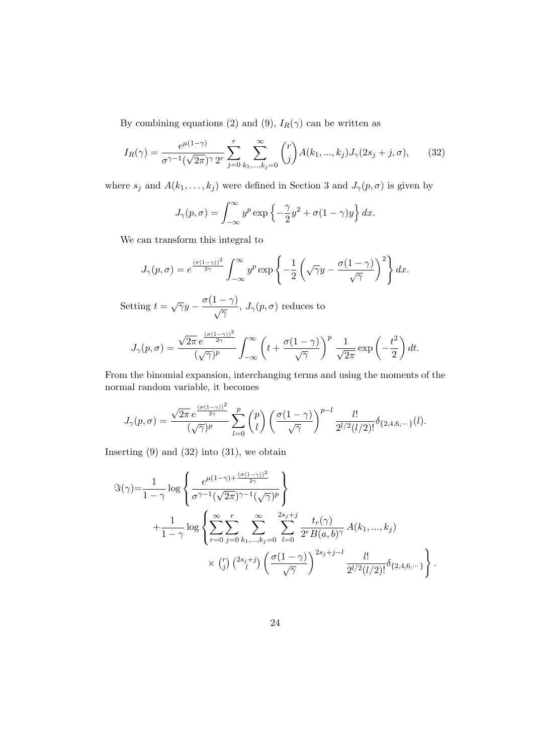By combining equations (2) and (9), $I_R(\gamma)$ can be written as

$$I_R(\gamma) = \frac{e^{\mu(1-\gamma)}}{\sigma^{\gamma-1}(\sqrt{2\pi})^{\gamma}\, 2^r} \sum_{j=0}^{r} \sum_{k_1,\ldots,k_j=0}^{\infty} \binom{r}{j} A(k_1,...,k_j) J_\gamma(2s_j + j, \sigma), \qquad (32)$$

where $s_j$ and $A(k_1,\ldots,k_j)$ were defined in Section 3 and $J_\gamma(p,\sigma)$ is given by

$$J_\gamma(p,\sigma) = \int_{-\infty}^{\infty} y^p \exp\left\{-\frac{\gamma}{2}y^2 + \sigma(1-\gamma)y\right\} dx.$$

We can transform this integral to

$$J_\gamma(p,\sigma) = e^{\frac{(\sigma(1-\gamma))^2}{2\gamma}} \int_{-\infty}^{\infty} y^p \exp\left\{-\frac{1}{2}\left(\sqrt{\gamma}y - \frac{\sigma(1-\gamma)}{\sqrt{\gamma}}\right)^2\right\} dx.$$

Setting $t = \sqrt{\gamma}y - \dfrac{\sigma(1-\gamma)}{\sqrt{\gamma}}$, $J_\gamma(p,\sigma)$ reduces to

$$J_\gamma(p,\sigma) = \frac{\sqrt{2\pi}\, e^{\frac{(\sigma(1-\gamma))^2}{2\gamma}}}{(\sqrt{\gamma})^p} \int_{-\infty}^{\infty} \left(t + \frac{\sigma(1-\gamma)}{\sqrt{\gamma}}\right)^p \frac{1}{\sqrt{2\pi}} \exp\left(-\frac{t^2}{2}\right) dt.$$

From the binomial expansion, interchanging terms and using the moments of the normal random variable, it becomes

$$J_\gamma(p,\sigma) = \frac{\sqrt{2\pi}\, e^{\frac{(\sigma(1-\gamma))^2}{2\gamma}}}{(\sqrt{\gamma})^p} \sum_{l=0}^{p} \binom{p}{l} \left(\frac{\sigma(1-\gamma)}{\sqrt{\gamma}}\right)^{p-l} \frac{l!}{2^{l/2}(l/2)!} \delta_{\{2,4,6,\cdots\}}(l).$$

Inserting (9) and (32) into (31), we obtain

$$\begin{aligned}
\Im(\gamma) =& \frac{1}{1-\gamma} \log\left\{ \frac{e^{\mu(1-\gamma) + \frac{(\sigma(1-\gamma))^2}{2\gamma}}}{\sigma^{\gamma-1}(\sqrt{2\pi})^{\gamma-1}(\sqrt{\gamma})^p} \right\} \\
&+ \frac{1}{1-\gamma} \log\left\{ \sum_{r=0}^{\infty} \sum_{j=0}^{r} \sum_{k_1,\ldots,k_j=0}^{\infty} \sum_{l=0}^{2s_j+j} \frac{t_r(\gamma)}{2^r B(a,b)^\gamma} A(k_1,...,k_j) \right. \\
&\qquad \left. \times \tbinom{r}{j} \tbinom{2s_j+j}{l} \left(\frac{\sigma(1-\gamma)}{\sqrt{\gamma}}\right)^{2s_j+j-l} \frac{l!}{2^{l/2}(l/2)!} \delta_{\{2,4,6,\cdots\}} \right\}.
\end{aligned}$$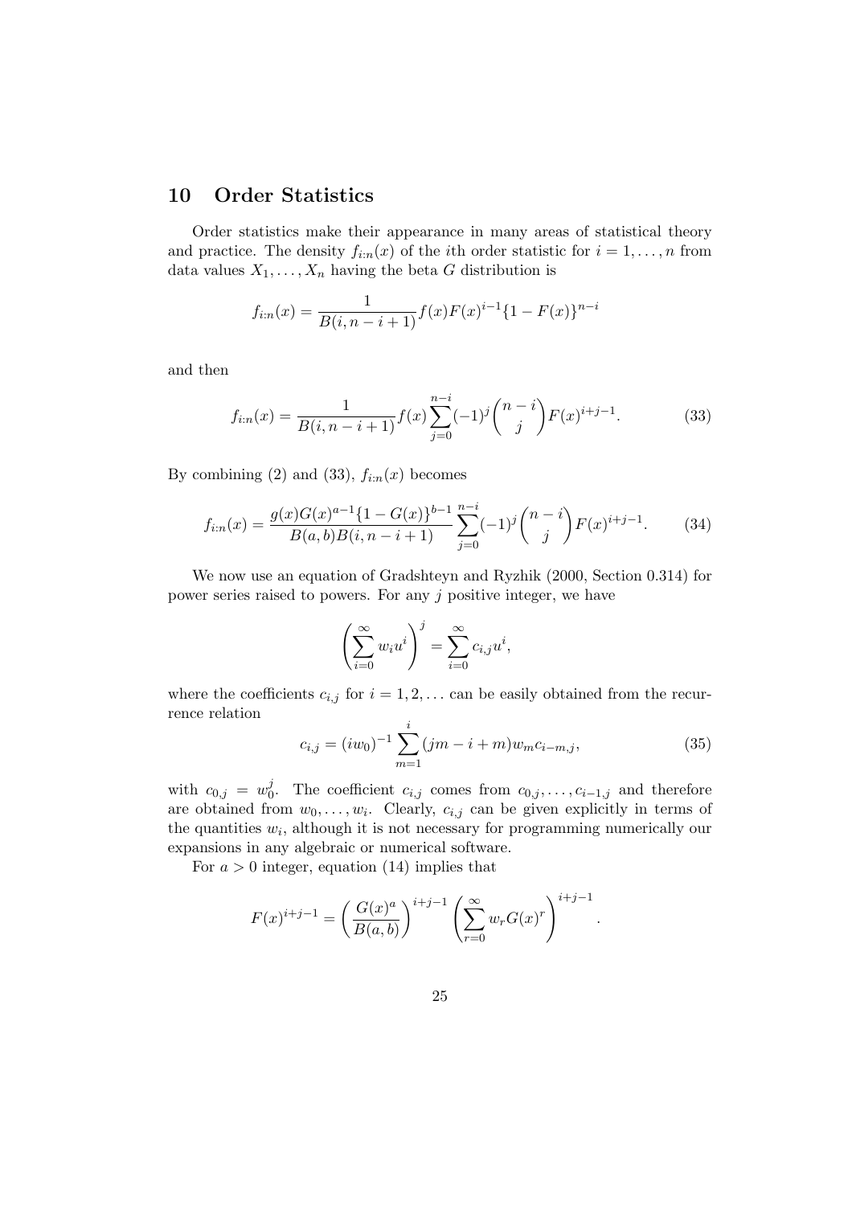## 10 Order Statistics

Order statistics make their appearance in many areas of statistical theory and practice. The density $f_{i:n}(x)$ of the $i$th order statistic for $i = 1, \ldots, n$ from data values $X_1, \ldots, X_n$ having the beta $G$ distribution is

$$f_{i:n}(x) = \frac{1}{B(i, n-i+1)} f(x) F(x)^{i-1} \{1 - F(x)\}^{n-i}$$

and then

$$f_{i:n}(x) = \frac{1}{B(i, n-i+1)} f(x) \sum_{j=0}^{n-i} (-1)^j \binom{n-i}{j} F(x)^{i+j-1}. \tag{33}$$

By combining (2) and (33), $f_{i:n}(x)$ becomes

$$f_{i:n}(x) = \frac{g(x) G(x)^{a-1} \{1 - G(x)\}^{b-1}}{B(a,b) B(i, n-i+1)} \sum_{j=0}^{n-i} (-1)^j \binom{n-i}{j} F(x)^{i+j-1}. \tag{34}$$

We now use an equation of Gradshteyn and Ryzhik (2000, Section 0.314) for power series raised to powers. For any $j$ positive integer, we have

$$\left( \sum_{i=0}^{\infty} w_i u^i \right)^j = \sum_{i=0}^{\infty} c_{i,j} u^i,$$

where the coefficients $c_{i,j}$ for $i = 1, 2, \ldots$ can be easily obtained from the recurrence relation

$$c_{i,j} = (i w_0)^{-1} \sum_{m=1}^{i} (jm - i + m) w_m c_{i-m,j}, \tag{35}$$

with $c_{0,j} = w_0^j$. The coefficient $c_{i,j}$ comes from $c_{0,j}, \ldots, c_{i-1,j}$ and therefore are obtained from $w_0, \ldots, w_i$. Clearly, $c_{i,j}$ can be given explicitly in terms of the quantities $w_i$, although it is not necessary for programming numerically our expansions in any algebraic or numerical software.

For $a > 0$ integer, equation (14) implies that

$$F(x)^{i+j-1} = \left( \frac{G(x)^a}{B(a,b)} \right)^{i+j-1} \left( \sum_{r=0}^{\infty} w_r G(x)^r \right)^{i+j-1}.$$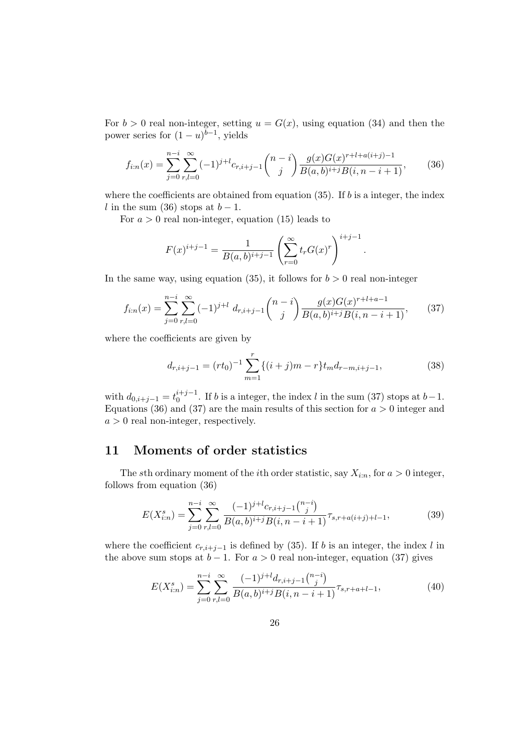For $b > 0$ real non-integer, setting $u = G(x)$, using equation (34) and then the power series for $(1-u)^{b-1}$, yields

$$f_{i:n}(x) = \sum_{j=0}^{n-i} \sum_{r,l=0}^{\infty} (-1)^{j+l} c_{r,i+j-1} \binom{n-i}{j} \frac{g(x) G(x)^{r+l+a(i+j)-1}}{B(a,b)^{i+j} B(i, n-i+1)}, \tag{36}$$

where the coefficients are obtained from equation (35). If $b$ is a integer, the index $l$ in the sum (36) stops at $b-1$.

For $a > 0$ real non-integer, equation (15) leads to

$$F(x)^{i+j-1} = \frac{1}{B(a,b)^{i+j-1}} \left( \sum_{r=0}^{\infty} t_r G(x)^r \right)^{i+j-1}.$$

In the same way, using equation (35), it follows for $b > 0$ real non-integer

$$f_{i:n}(x) = \sum_{j=0}^{n-i} \sum_{r,l=0}^{\infty} (-1)^{j+l} \; d_{r,i+j-1} \binom{n-i}{j} \frac{g(x) G(x)^{r+l+a-1}}{B(a,b)^{i+j} B(i, n-i+1)}, \tag{37}$$

where the coefficients are given by

$$d_{r,i+j-1} = (r t_0)^{-1} \sum_{m=1}^{r} \{(i+j)m - r\} t_m d_{r-m,i+j-1}, \tag{38}$$

with $d_{0,i+j-1} = t_0^{i+j-1}$. If $b$ is a integer, the index $l$ in the sum (37) stops at $b-1$. Equations (36) and (37) are the main results of this section for $a > 0$ integer and $a > 0$ real non-integer, respectively.

## 11 Moments of order statistics

The $s$th ordinary moment of the $i$th order statistic, say $X_{i:n}$, for $a > 0$ integer, follows from equation (36)

$$E(X_{i:n}^s) = \sum_{j=0}^{n-i} \sum_{r,l=0}^{\infty} \frac{(-1)^{j+l} c_{r,i+j-1} \binom{n-i}{j}}{B(a,b)^{i+j} B(i, n-i+1)} \tau_{s, r+a(i+j)+l-1}, \tag{39}$$

where the coefficient $c_{r,i+j-1}$ is defined by (35). If $b$ is an integer, the index $l$ in the above sum stops at $b-1$. For $a > 0$ real non-integer, equation (37) gives

$$E(X_{i:n}^s) = \sum_{j=0}^{n-i} \sum_{r,l=0}^{\infty} \frac{(-1)^{j+l} d_{r,i+j-1} \binom{n-i}{j}}{B(a,b)^{i+j} B(i, n-i+1)} \tau_{s, r+a+l-1}, \tag{40}$$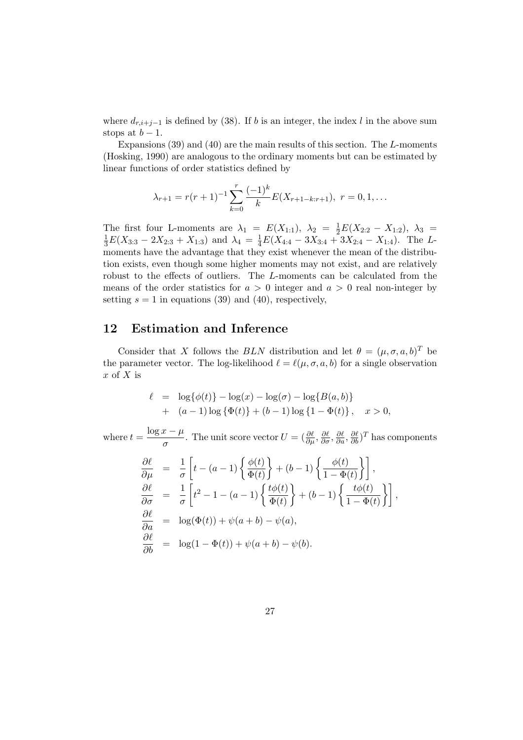where $d_{r,i+j-1}$ is defined by (38). If $b$ is an integer, the index $l$ in the above sum stops at $b-1$.

Expansions (39) and (40) are the main results of this section. The $L$-moments (Hosking, 1990) are analogous to the ordinary moments but can be estimated by linear functions of order statistics defined by

$$\lambda_{r+1} = r(r+1)^{-1} \sum_{k=0}^{r} \frac{(-1)^k}{k} E(X_{r+1-k:r+1}),\ r = 0, 1, \ldots$$

The first four L-moments are $\lambda_1 = E(X_{1:1})$, $\lambda_2 = \frac{1}{2}E(X_{2:2} - X_{1:2})$, $\lambda_3 = \frac{1}{3}E(X_{3:3} - 2X_{2:3} + X_{1:3})$ and $\lambda_4 = \frac{1}{4}E(X_{4:4} - 3X_{3:4} + 3X_{2:4} - X_{1:4})$. The $L$-moments have the advantage that they exist whenever the mean of the distribution exists, even though some higher moments may not exist, and are relatively robust to the effects of outliers. The $L$-moments can be calculated from the means of the order statistics for $a > 0$ integer and $a > 0$ real non-integer by setting $s = 1$ in equations (39) and (40), respectively,

## 12 Estimation and Inference

Consider that $X$ follows the $BLN$ distribution and let $\theta = (\mu, \sigma, a, b)^T$ be the parameter vector. The log-likelihood $\ell = \ell(\mu, \sigma, a, b)$ for a single observation $x$ of $X$ is

$$\begin{aligned} \ell &= \log\{\phi(t)\} - \log(x) - \log(\sigma) - \log\{B(a,b)\} \\ &+ (a-1)\log\{\Phi(t)\} + (b-1)\log\{1-\Phi(t)\}, \quad x > 0, \end{aligned}$$

where $t = \dfrac{\log x - \mu}{\sigma}$. The unit score vector $U = (\frac{\partial \ell}{\partial \mu}, \frac{\partial \ell}{\partial \sigma}, \frac{\partial \ell}{\partial a}, \frac{\partial \ell}{\partial b})^T$ has components

$$\begin{aligned} \frac{\partial \ell}{\partial \mu} &= \frac{1}{\sigma}\left[t - (a-1)\left\{\frac{\phi(t)}{\Phi(t)}\right\} + (b-1)\left\{\frac{\phi(t)}{1-\Phi(t)}\right\}\right], \\ \frac{\partial \ell}{\partial \sigma} &= \frac{1}{\sigma}\left[t^2 - 1 - (a-1)\left\{\frac{t\phi(t)}{\Phi(t)}\right\} + (b-1)\left\{\frac{t\phi(t)}{1-\Phi(t)}\right\}\right], \\ \frac{\partial \ell}{\partial a} &= \log(\Phi(t)) + \psi(a+b) - \psi(a), \\ \frac{\partial \ell}{\partial b} &= \log(1-\Phi(t)) + \psi(a+b) - \psi(b). \end{aligned}$$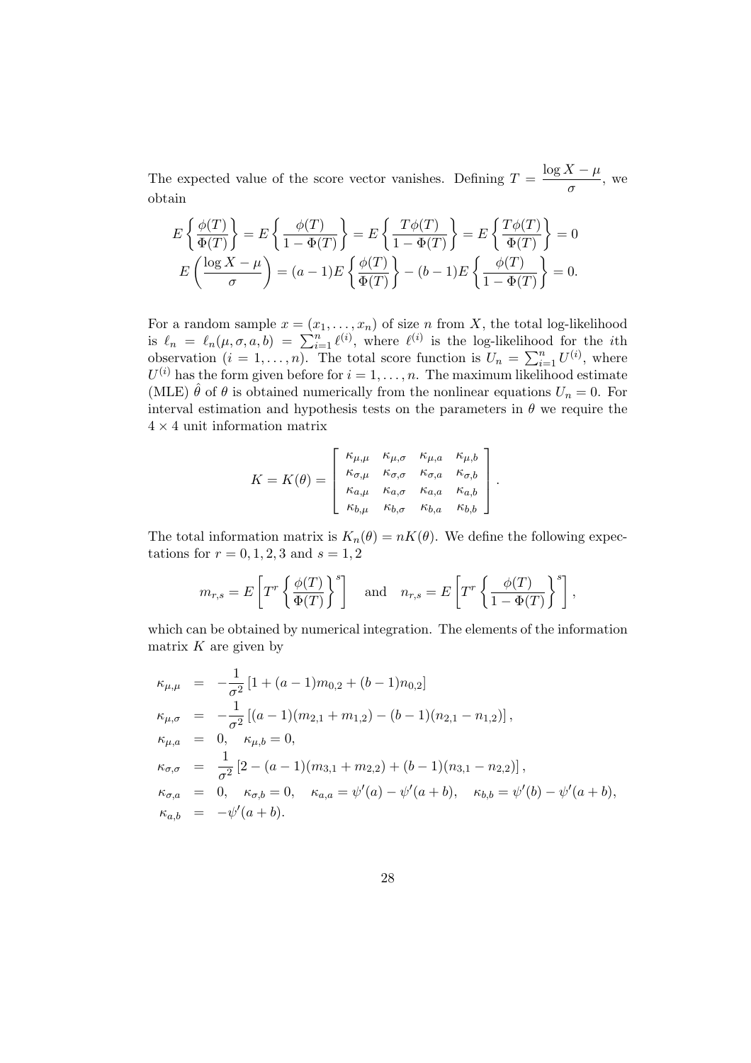The expected value of the score vector vanishes. Defining $T = \dfrac{\log X - \mu}{\sigma}$, we obtain

$$
\begin{aligned}
E\left\{\frac{\phi(T)}{\Phi(T)}\right\} = E\left\{\frac{\phi(T)}{1-\Phi(T)}\right\} = E\left\{\frac{T\phi(T)}{1-\Phi(T)}\right\} = E\left\{\frac{T\phi(T)}{\Phi(T)}\right\} = 0 \\
E\left(\frac{\log X - \mu}{\sigma}\right) = (a-1)E\left\{\frac{\phi(T)}{\Phi(T)}\right\} - (b-1)E\left\{\frac{\phi(T)}{1-\Phi(T)}\right\} = 0.
\end{aligned}
$$

For a random sample $x = (x_1, \ldots, x_n)$ of size $n$ from $X$, the total log-likelihood is $\ell_n = \ell_n(\mu, \sigma, a, b) = \sum_{i=1}^{n} \ell^{(i)}$, where $\ell^{(i)}$ is the log-likelihood for the $i$th observation ($i = 1, \ldots, n$). The total score function is $U_n = \sum_{i=1}^{n} U^{(i)}$, where $U^{(i)}$ has the form given before for $i = 1, \ldots, n$. The maximum likelihood estimate (MLE) $\hat{\theta}$ of $\theta$ is obtained numerically from the nonlinear equations $U_n = 0$. For interval estimation and hypothesis tests on the parameters in $\theta$ we require the $4 \times 4$ unit information matrix

$$
K = K(\theta) = \begin{bmatrix}
\kappa_{\mu,\mu} & \kappa_{\mu,\sigma} & \kappa_{\mu,a} & \kappa_{\mu,b} \\
\kappa_{\sigma,\mu} & \kappa_{\sigma,\sigma} & \kappa_{\sigma,a} & \kappa_{\sigma,b} \\
\kappa_{a,\mu} & \kappa_{a,\sigma} & \kappa_{a,a} & \kappa_{a,b} \\
\kappa_{b,\mu} & \kappa_{b,\sigma} & \kappa_{b,a} & \kappa_{b,b}
\end{bmatrix}.
$$

The total information matrix is $K_n(\theta) = nK(\theta)$. We define the following expectations for $r = 0, 1, 2, 3$ and $s = 1, 2$

$$
m_{r,s} = E\left[T^r \left\{\frac{\phi(T)}{\Phi(T)}\right\}^s\right] \quad \text{and} \quad n_{r,s} = E\left[T^r \left\{\frac{\phi(T)}{1-\Phi(T)}\right\}^s\right],
$$

which can be obtained by numerical integration. The elements of the information matrix $K$ are given by

$$
\begin{aligned}
\kappa_{\mu,\mu} &= -\frac{1}{\sigma^2}\left[1 + (a-1)m_{0,2} + (b-1)n_{0,2}\right] \\
\kappa_{\mu,\sigma} &= -\frac{1}{\sigma^2}\left[(a-1)(m_{2,1} + m_{1,2}) - (b-1)(n_{2,1} - n_{1,2})\right], \\
\kappa_{\mu,a} &= 0, \quad \kappa_{\mu,b} = 0, \\
\kappa_{\sigma,\sigma} &= \frac{1}{\sigma^2}\left[2 - (a-1)(m_{3,1} + m_{2,2}) + (b-1)(n_{3,1} - n_{2,2})\right], \\
\kappa_{\sigma,a} &= 0, \quad \kappa_{\sigma,b} = 0, \quad \kappa_{a,a} = \psi'(a) - \psi'(a+b), \quad \kappa_{b,b} = \psi'(b) - \psi'(a+b), \\
\kappa_{a,b} &= -\psi'(a+b).
\end{aligned}
$$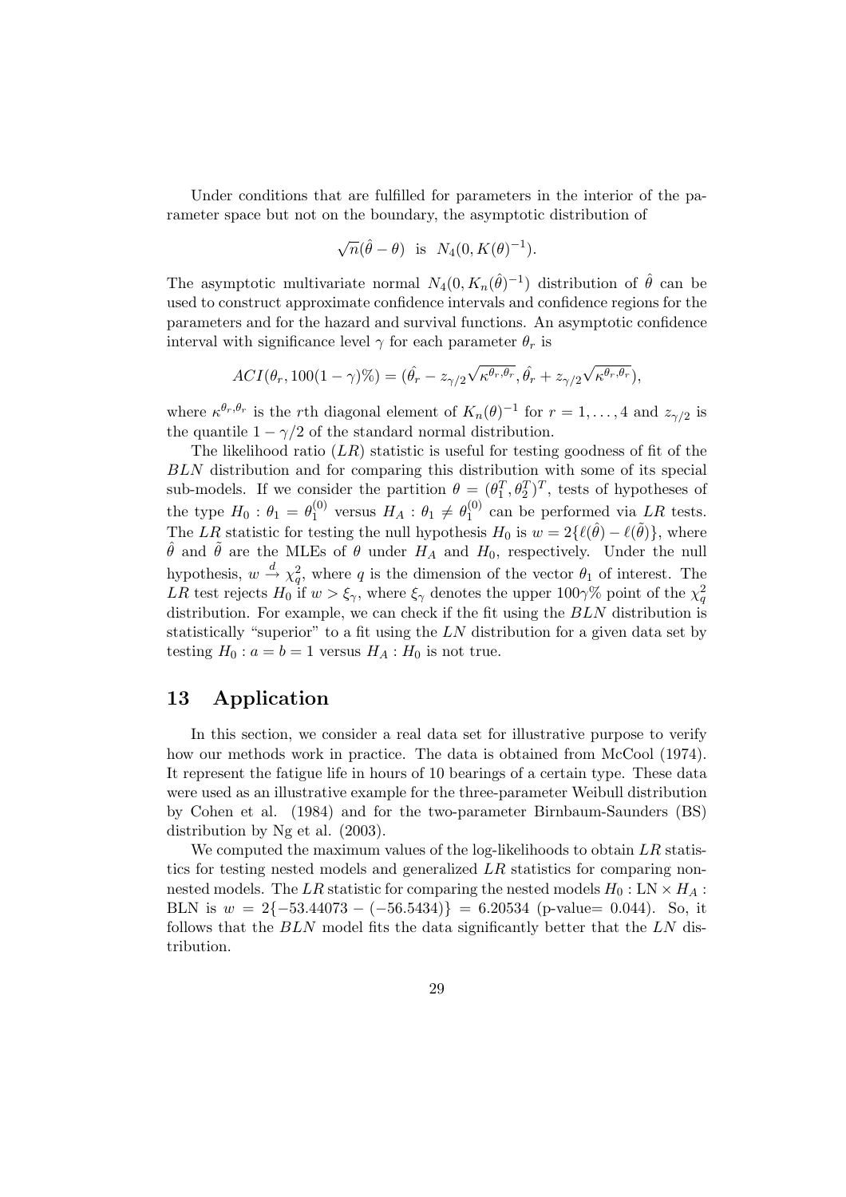Under conditions that are fulfilled for parameters in the interior of the parameter space but not on the boundary, the asymptotic distribution of

$$\sqrt{n}(\hat{\theta} - \theta) \text{ is } N_4(0, K(\theta)^{-1}).$$

The asymptotic multivariate normal $N_4(0, K_n(\hat{\theta})^{-1})$ distribution of $\hat{\theta}$ can be used to construct approximate confidence intervals and confidence regions for the parameters and for the hazard and survival functions. An asymptotic confidence interval with significance level $\gamma$ for each parameter $\theta_r$ is

$$ACI(\theta_r, 100(1-\gamma)\%) = (\hat{\theta_r} - z_{\gamma/2}\sqrt{\kappa^{\theta_r,\theta_r}}, \hat{\theta_r} + z_{\gamma/2}\sqrt{\kappa^{\theta_r,\theta_r}}),$$

where $\kappa^{\theta_r,\theta_r}$ is the $r$th diagonal element of $K_n(\theta)^{-1}$ for $r = 1, \ldots, 4$ and $z_{\gamma/2}$ is the quantile $1 - \gamma/2$ of the standard normal distribution.

The likelihood ratio ($LR$) statistic is useful for testing goodness of fit of the $BLN$ distribution and for comparing this distribution with some of its special sub-models. If we consider the partition $\theta = (\theta_1^T, \theta_2^T)^T$, tests of hypotheses of the type $H_0 : \theta_1 = \theta_1^{(0)}$ versus $H_A : \theta_1 \neq \theta_1^{(0)}$ can be performed via $LR$ tests. The $LR$ statistic for testing the null hypothesis $H_0$ is $w = 2\{\ell(\hat{\theta}) - \ell(\tilde{\theta})\}$, where $\hat{\theta}$ and $\tilde{\theta}$ are the MLEs of $\theta$ under $H_A$ and $H_0$, respectively. Under the null hypothesis, $w \xrightarrow{d} \chi_q^2$, where $q$ is the dimension of the vector $\theta_1$ of interest. The $LR$ test rejects $H_0$ if $w > \xi_\gamma$, where $\xi_\gamma$ denotes the upper $100\gamma\%$ point of the $\chi_q^2$ distribution. For example, we can check if the fit using the $BLN$ distribution is statistically "superior" to a fit using the $LN$ distribution for a given data set by testing $H_0 : a = b = 1$ versus $H_A : H_0$ is not true.

# 13 Application

In this section, we consider a real data set for illustrative purpose to verify how our methods work in practice. The data is obtained from McCool (1974). It represent the fatigue life in hours of 10 bearings of a certain type. These data were used as an illustrative example for the three-parameter Weibull distribution by Cohen et al. (1984) and for the two-parameter Birnbaum-Saunders (BS) distribution by Ng et al. (2003).

We computed the maximum values of the log-likelihoods to obtain $LR$ statistics for testing nested models and generalized $LR$ statistics for comparing non-nested models. The $LR$ statistic for comparing the nested models $H_0 : \text{LN} \times H_A :$ BLN is $w = 2\{-53.44073 - (-56.5434)\} = 6.20534$ (p-value= 0.044). So, it follows that the $BLN$ model fits the data significantly better that the $LN$ distribution.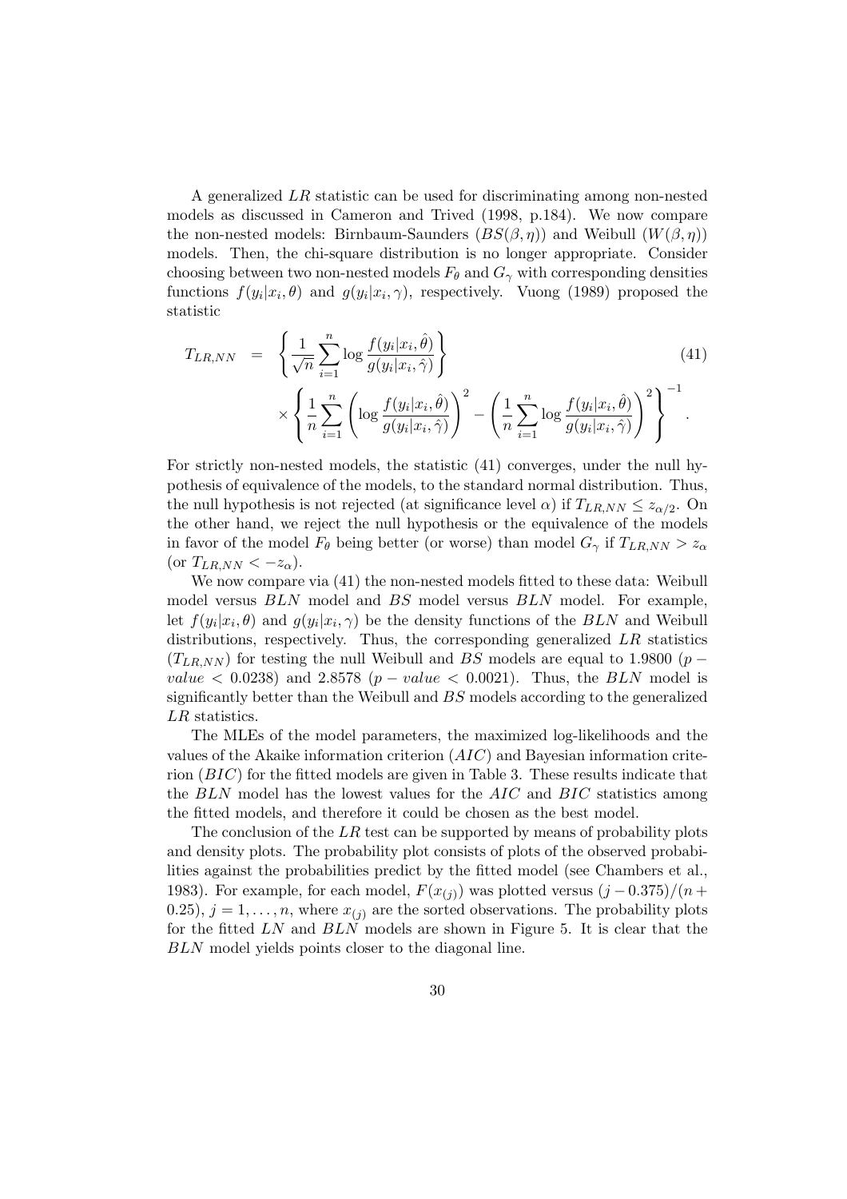A generalized $LR$ statistic can be used for discriminating among non-nested models as discussed in Cameron and Trived (1998, p.184). We now compare the non-nested models: Birnbaum-Saunders ($BS(\beta, \eta)$) and Weibull ($W(\beta, \eta)$) models. Then, the chi-square distribution is no longer appropriate. Consider choosing between two non-nested models $F_\theta$ and $G_\gamma$ with corresponding densities functions $f(y_i|x_i, \theta)$ and $g(y_i|x_i, \gamma)$, respectively. Vuong (1989) proposed the statistic

$$
\begin{aligned}
T_{LR,NN} &= \left\{ \frac{1}{\sqrt{n}} \sum_{i=1}^{n} \log \frac{f(y_i|x_i, \hat{\theta})}{g(y_i|x_i, \hat{\gamma})} \right\} \qquad (41) \\
&\quad \times \left\{ \frac{1}{n} \sum_{i=1}^{n} \left( \log \frac{f(y_i|x_i, \hat{\theta})}{g(y_i|x_i, \hat{\gamma})} \right)^2 - \left( \frac{1}{n} \sum_{i=1}^{n} \log \frac{f(y_i|x_i, \hat{\theta})}{g(y_i|x_i, \hat{\gamma})} \right)^2 \right\}^{-1}.
\end{aligned}
$$

For strictly non-nested models, the statistic (41) converges, under the null hypothesis of equivalence of the models, to the standard normal distribution. Thus, the null hypothesis is not rejected (at significance level $\alpha$) if $T_{LR,NN} \leq z_{\alpha/2}$. On the other hand, we reject the null hypothesis or the equivalence of the models in favor of the model $F_\theta$ being better (or worse) than model $G_\gamma$ if $T_{LR,NN} > z_\alpha$ (or $T_{LR,NN} < -z_\alpha$).

We now compare via (41) the non-nested models fitted to these data: Weibull model versus $BLN$ model and $BS$ model versus $BLN$ model. For example, let $f(y_i|x_i, \theta)$ and $g(y_i|x_i, \gamma)$ be the density functions of the $BLN$ and Weibull distributions, respectively. Thus, the corresponding generalized $LR$ statistics ($T_{LR,NN}$) for testing the null Weibull and $BS$ models are equal to 1.9800 ($p-value < 0.0238$) and 2.8578 ($p-value < 0.0021$). Thus, the $BLN$ model is significantly better than the Weibull and $BS$ models according to the generalized $LR$ statistics.

The MLEs of the model parameters, the maximized log-likelihoods and the values of the Akaike information criterion ($AIC$) and Bayesian information criterion ($BIC$) for the fitted models are given in Table 3. These results indicate that the $BLN$ model has the lowest values for the $AIC$ and $BIC$ statistics among the fitted models, and therefore it could be chosen as the best model.

The conclusion of the $LR$ test can be supported by means of probability plots and density plots. The probability plot consists of plots of the observed probabilities against the probabilities predict by the fitted model (see Chambers et al., 1983). For example, for each model, $F(x_{(j)})$ was plotted versus $(j-0.375)/(n+0.25)$, $j = 1, \ldots, n$, where $x_{(j)}$ are the sorted observations. The probability plots for the fitted $LN$ and $BLN$ models are shown in Figure 5. It is clear that the $BLN$ model yields points closer to the diagonal line.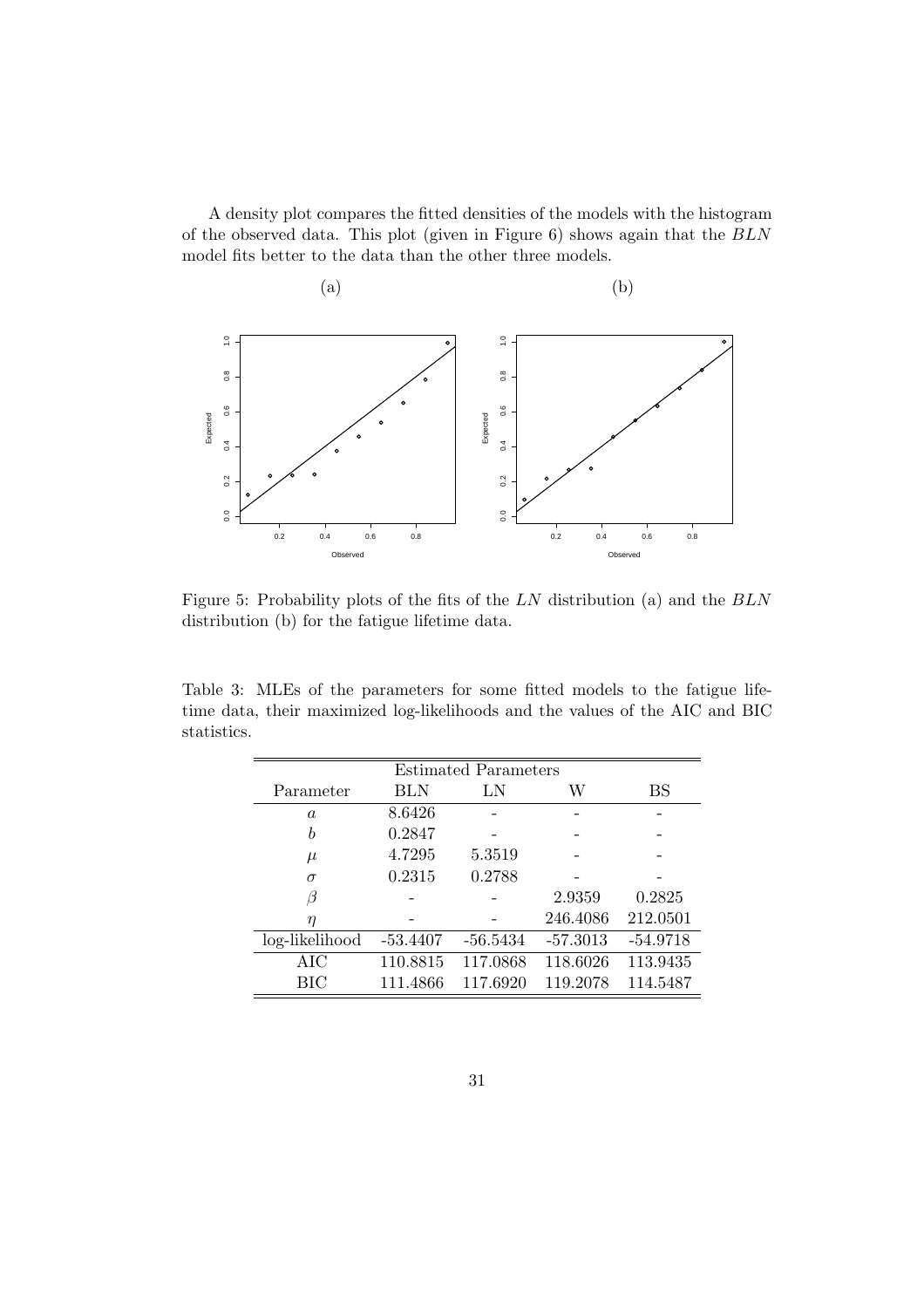A density plot compares the fitted densities of the models with the histogram of the observed data. This plot (given in Figure 6) shows again that the $BLN$ model fits better to the data than the other three models.

Figure 5: Probability plots of the fits of the $LN$ distribution (a) and the $BLN$ distribution (b) for the fatigue lifetime data.

Table 3: MLEs of the parameters for some fitted models to the fatigue lifetime data, their maximized log-likelihoods and the values of the AIC and BIC statistics.

| Estimated Parameters | | | | |
|---|---|---|---|---|
| Parameter | BLN | LN | W | BS |
| $a$ | 8.6426 | - | - | - |
| $b$ | 0.2847 | - | - | - |
| $\mu$ | 4.7295 | 5.3519 | - | - |
| $\sigma$ | 0.2315 | 0.2788 | - | - |
| $\beta$ | - | - | 2.9359 | 0.2825 |
| $\eta$ | - | - | 246.4086 | 212.0501 |
| log-likelihood | -53.4407 | -56.5434 | -57.3013 | -54.9718 |
| AIC | 110.8815 | 117.0868 | 118.6026 | 113.9435 |
| BIC | 111.4866 | 117.6920 | 119.2078 | 114.5487 |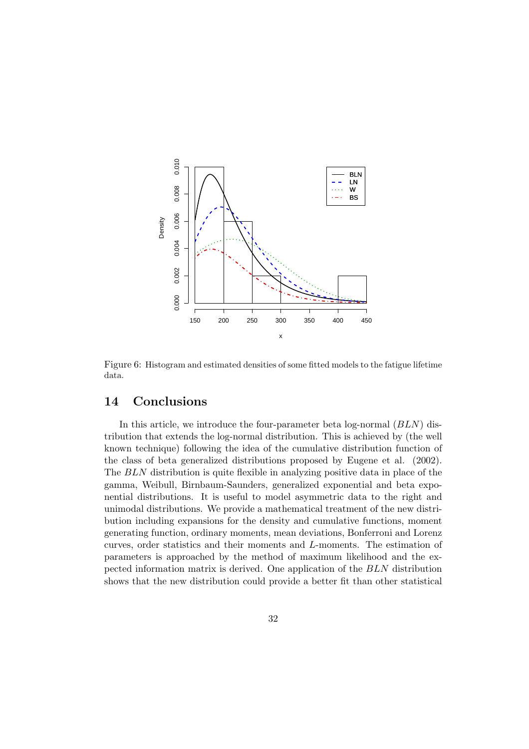Figure 6: Histogram and estimated densities of some fitted models to the fatigue lifetime data.

## 14 Conclusions

In this article, we introduce the four-parameter beta log-normal ($BLN$) distribution that extends the log-normal distribution. This is achieved by (the well known technique) following the idea of the cumulative distribution function of the class of beta generalized distributions proposed by Eugene et al. (2002). The $BLN$ distribution is quite flexible in analyzing positive data in place of the gamma, Weibull, Birnbaum-Saunders, generalized exponential and beta exponential distributions. It is useful to model asymmetric data to the right and unimodal distributions. We provide a mathematical treatment of the new distribution including expansions for the density and cumulative functions, moment generating function, ordinary moments, mean deviations, Bonferroni and Lorenz curves, order statistics and their moments and $L$-moments. The estimation of parameters is approached by the method of maximum likelihood and the expected information matrix is derived. One application of the $BLN$ distribution shows that the new distribution could provide a better fit than other statistical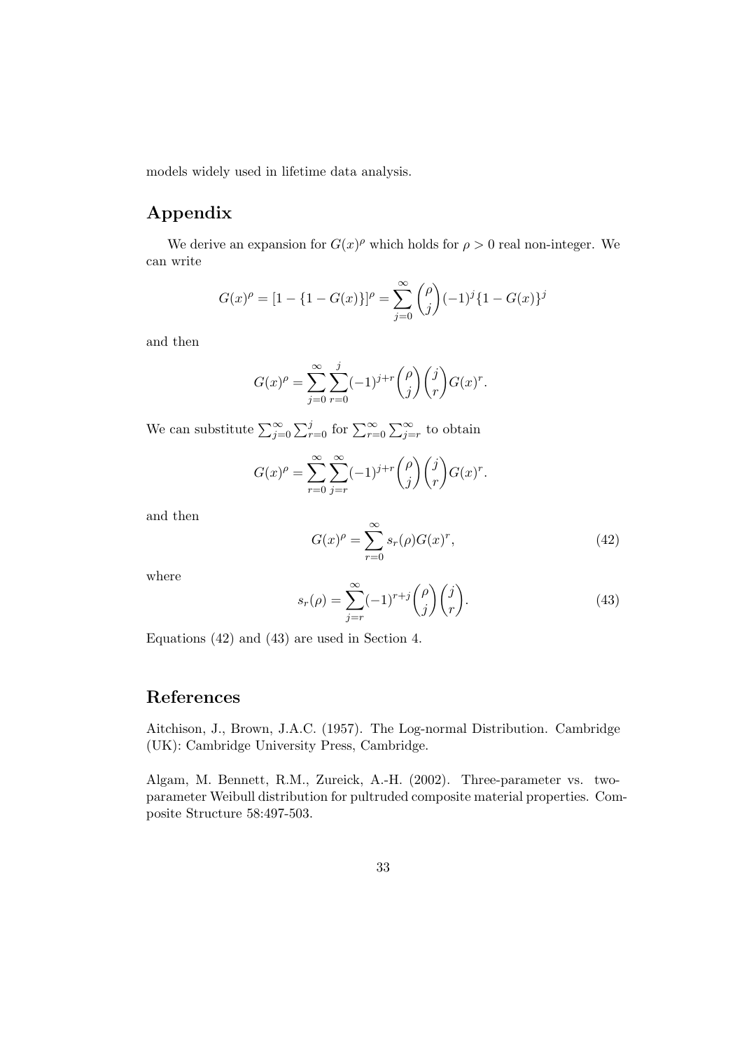models widely used in lifetime data analysis.

## Appendix

We derive an expansion for $G(x)^\rho$ which holds for $\rho > 0$ real non-integer. We can write

$$G(x)^\rho = [1 - \{1 - G(x)\}]^\rho = \sum_{j=0}^{\infty} \binom{\rho}{j} (-1)^j \{1 - G(x)\}^j$$

and then

$$G(x)^\rho = \sum_{j=0}^{\infty} \sum_{r=0}^{j} (-1)^{j+r} \binom{\rho}{j} \binom{j}{r} G(x)^r.$$

We can substitute $\sum_{j=0}^{\infty} \sum_{r=0}^{j}$ for $\sum_{r=0}^{\infty} \sum_{j=r}^{\infty}$ to obtain

$$G(x)^\rho = \sum_{r=0}^{\infty} \sum_{j=r}^{\infty} (-1)^{j+r} \binom{\rho}{j} \binom{j}{r} G(x)^r.$$

and then

$$G(x)^\rho = \sum_{r=0}^{\infty} s_r(\rho) G(x)^r, \tag{42}$$

where

$$s_r(\rho) = \sum_{j=r}^{\infty} (-1)^{r+j} \binom{\rho}{j} \binom{j}{r}. \tag{43}$$

Equations (42) and (43) are used in Section 4.

## References

Aitchison, J., Brown, J.A.C. (1957). The Log-normal Distribution. Cambridge (UK): Cambridge University Press, Cambridge.

Algam, M. Bennett, R.M., Zureick, A.-H. (2002). Three-parameter vs. two-parameter Weibull distribution for pultruded composite material properties. Composite Structure 58:497-503.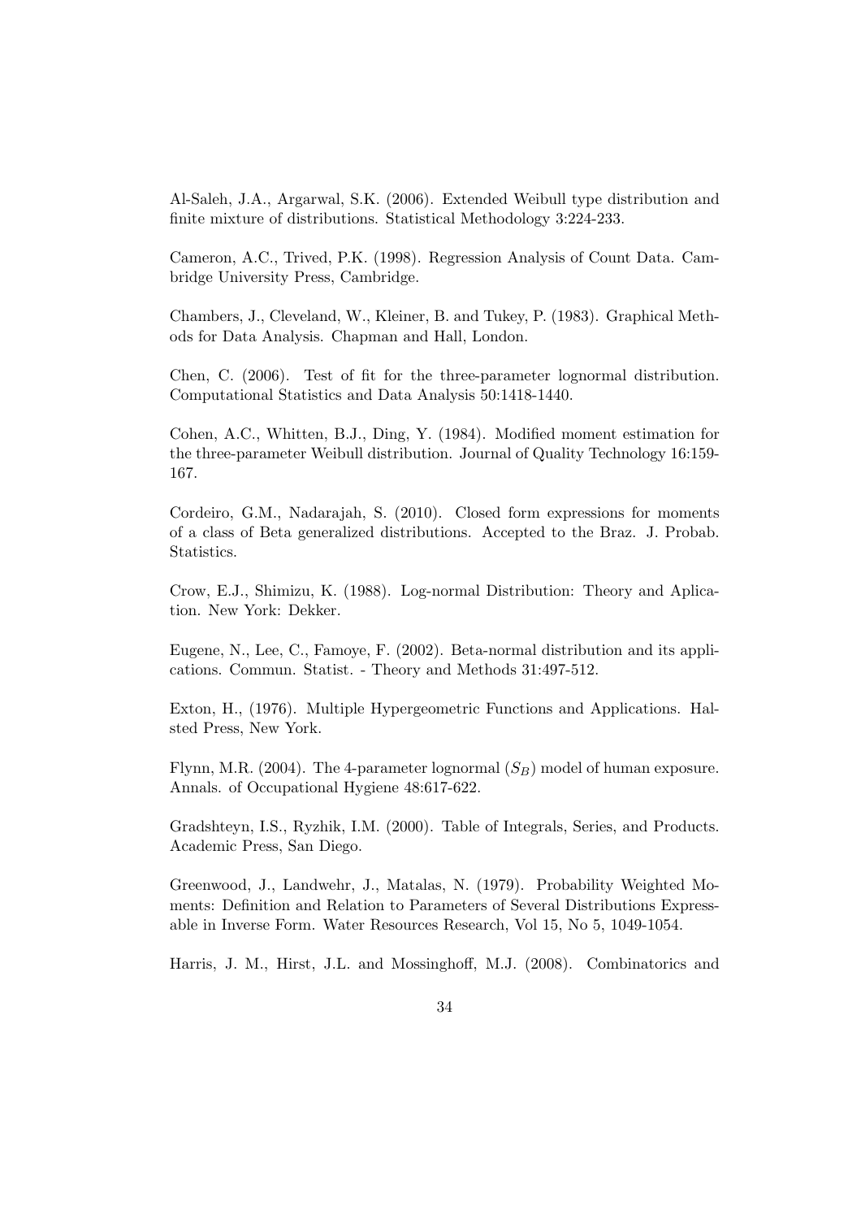Al-Saleh, J.A., Argarwal, S.K. (2006). Extended Weibull type distribution and finite mixture of distributions. Statistical Methodology 3:224-233.

Cameron, A.C., Trived, P.K. (1998). Regression Analysis of Count Data. Cambridge University Press, Cambridge.

Chambers, J., Cleveland, W., Kleiner, B. and Tukey, P. (1983). Graphical Methods for Data Analysis. Chapman and Hall, London.

Chen, C. (2006). Test of fit for the three-parameter lognormal distribution. Computational Statistics and Data Analysis 50:1418-1440.

Cohen, A.C., Whitten, B.J., Ding, Y. (1984). Modified moment estimation for the three-parameter Weibull distribution. Journal of Quality Technology 16:159-167.

Cordeiro, G.M., Nadarajah, S. (2010). Closed form expressions for moments of a class of Beta generalized distributions. Accepted to the Braz. J. Probab. Statistics.

Crow, E.J., Shimizu, K. (1988). Log-normal Distribution: Theory and Aplication. New York: Dekker.

Eugene, N., Lee, C., Famoye, F. (2002). Beta-normal distribution and its applications. Commun. Statist. - Theory and Methods 31:497-512.

Exton, H., (1976). Multiple Hypergeometric Functions and Applications. Halsted Press, New York.

Flynn, M.R. (2004). The 4-parameter lognormal ($S_B$) model of human exposure. Annals. of Occupational Hygiene 48:617-622.

Gradshteyn, I.S., Ryzhik, I.M. (2000). Table of Integrals, Series, and Products. Academic Press, San Diego.

Greenwood, J., Landwehr, J., Matalas, N. (1979). Probability Weighted Moments: Definition and Relation to Parameters of Several Distributions Expressable in Inverse Form. Water Resources Research, Vol 15, No 5, 1049-1054.

Harris, J. M., Hirst, J.L. and Mossinghoff, M.J. (2008). Combinatorics and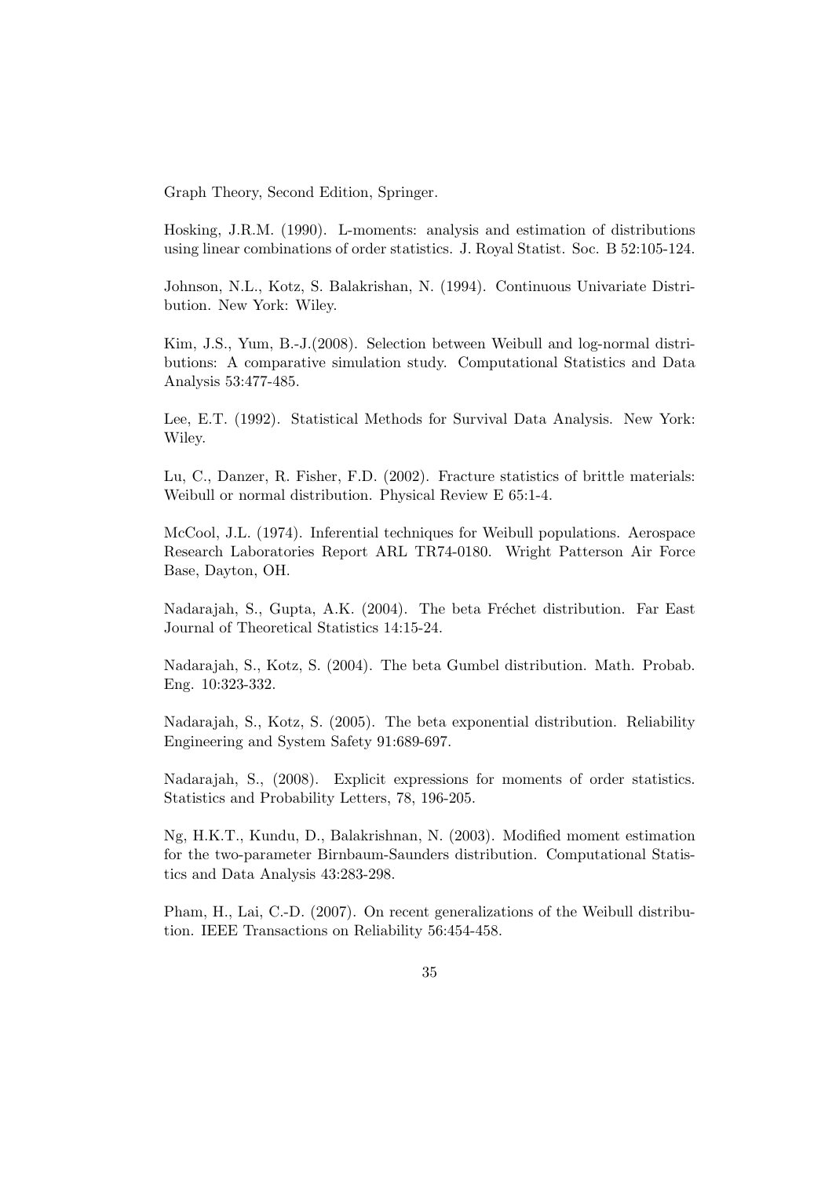Graph Theory, Second Edition, Springer.

Hosking, J.R.M. (1990). L-moments: analysis and estimation of distributions using linear combinations of order statistics. J. Royal Statist. Soc. B 52:105-124.

Johnson, N.L., Kotz, S. Balakrishan, N. (1994). Continuous Univariate Distribution. New York: Wiley.

Kim, J.S., Yum, B.-J.(2008). Selection between Weibull and log-normal distributions: A comparative simulation study. Computational Statistics and Data Analysis 53:477-485.

Lee, E.T. (1992). Statistical Methods for Survival Data Analysis. New York: Wiley.

Lu, C., Danzer, R. Fisher, F.D. (2002). Fracture statistics of brittle materials: Weibull or normal distribution. Physical Review E 65:1-4.

McCool, J.L. (1974). Inferential techniques for Weibull populations. Aerospace Research Laboratories Report ARL TR74-0180. Wright Patterson Air Force Base, Dayton, OH.

Nadarajah, S., Gupta, A.K. (2004). The beta Fréchet distribution. Far East Journal of Theoretical Statistics 14:15-24.

Nadarajah, S., Kotz, S. (2004). The beta Gumbel distribution. Math. Probab. Eng. 10:323-332.

Nadarajah, S., Kotz, S. (2005). The beta exponential distribution. Reliability Engineering and System Safety 91:689-697.

Nadarajah, S., (2008). Explicit expressions for moments of order statistics. Statistics and Probability Letters, 78, 196-205.

Ng, H.K.T., Kundu, D., Balakrishnan, N. (2003). Modified moment estimation for the two-parameter Birnbaum-Saunders distribution. Computational Statistics and Data Analysis 43:283-298.

Pham, H., Lai, C.-D. (2007). On recent generalizations of the Weibull distribution. IEEE Transactions on Reliability 56:454-458.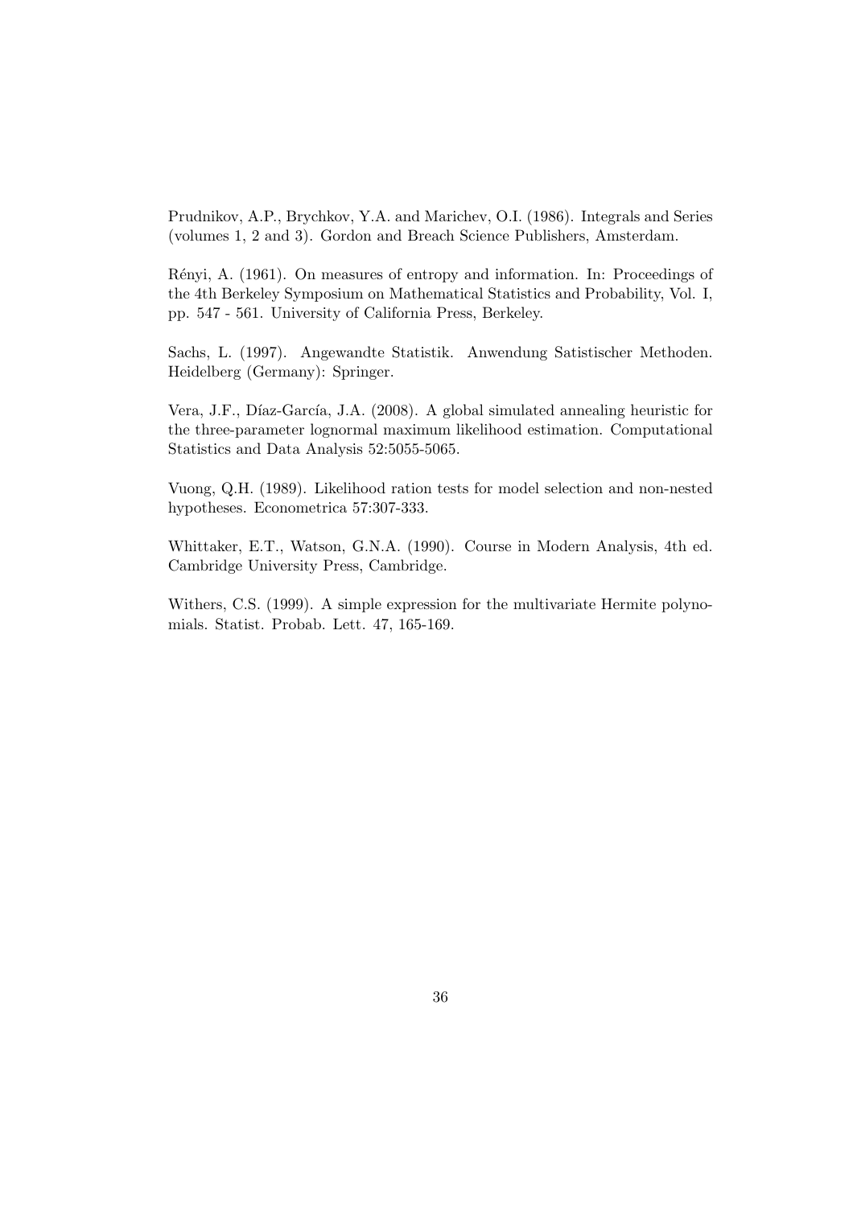Prudnikov, A.P., Brychkov, Y.A. and Marichev, O.I. (1986). Integrals and Series (volumes 1, 2 and 3). Gordon and Breach Science Publishers, Amsterdam.

Rényi, A. (1961). On measures of entropy and information. In: Proceedings of the 4th Berkeley Symposium on Mathematical Statistics and Probability, Vol. I, pp. 547 - 561. University of California Press, Berkeley.

Sachs, L. (1997). Angewandte Statistik. Anwendung Satistischer Methoden. Heidelberg (Germany): Springer.

Vera, J.F., Díaz-García, J.A. (2008). A global simulated annealing heuristic for the three-parameter lognormal maximum likelihood estimation. Computational Statistics and Data Analysis 52:5055-5065.

Vuong, Q.H. (1989). Likelihood ration tests for model selection and non-nested hypotheses. Econometrica 57:307-333.

Whittaker, E.T., Watson, G.N.A. (1990). Course in Modern Analysis, 4th ed. Cambridge University Press, Cambridge.

Withers, C.S. (1999). A simple expression for the multivariate Hermite polynomials. Statist. Probab. Lett. 47, 165-169.